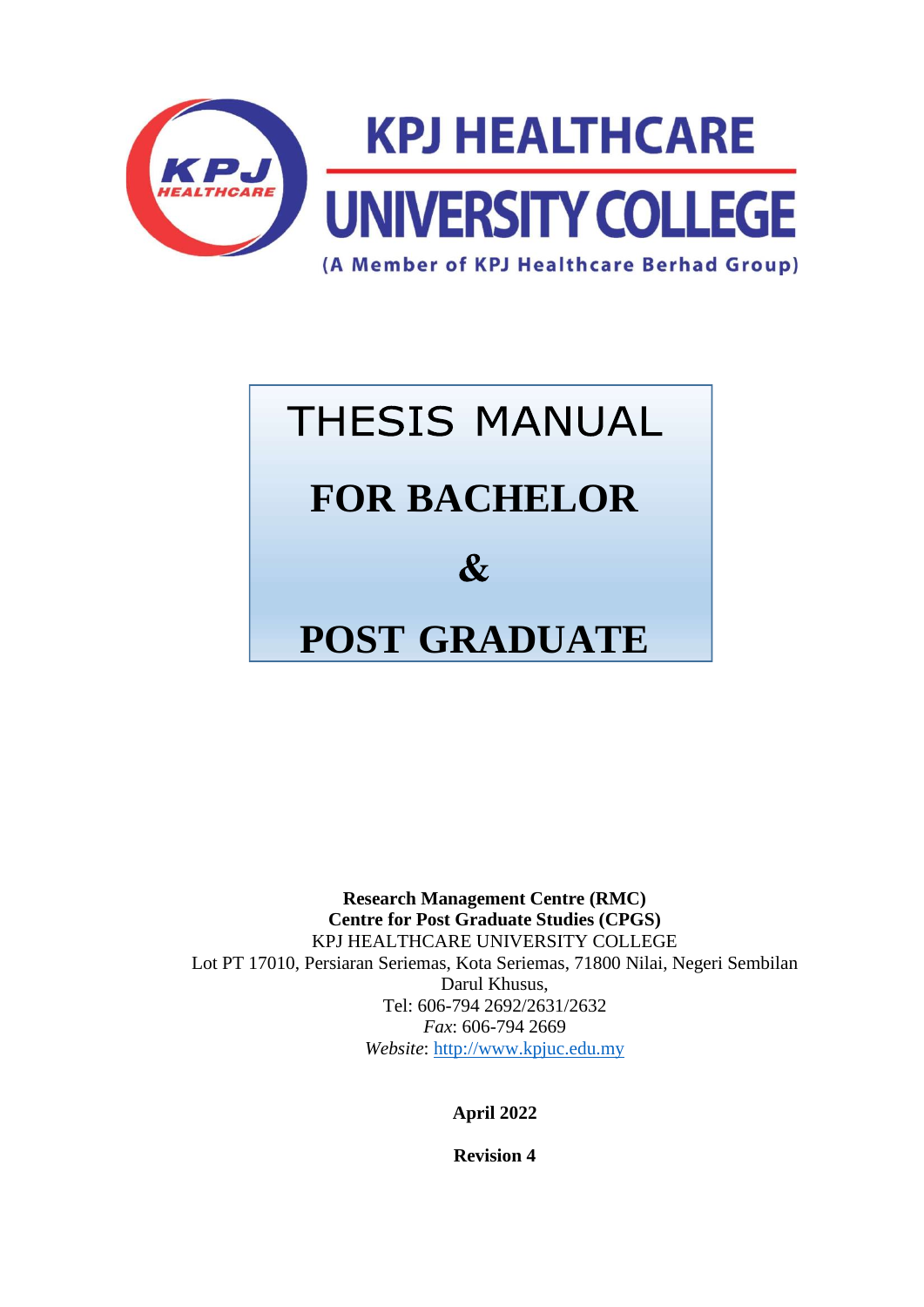# KPJ HEALTHCARE UNIVERSITY COLLEGE

(A Member of KPJ Healthcare Berhad Group)

# THESIS MANUAL

# FOR BACHELOR

# &

# POST GRADUATE

**Research Management Centre (RMC)**
**Centre for Post Graduate Studies (CPGS)**
KPJ HEALTHCARE UNIVERSITY COLLEGE
Lot PT 17010, Persiaran Seriemas, Kota Seriemas, 71800 Nilai, Negeri Sembilan Darul Khusus,
Tel: 606-794 2692/2631/2632
*Fax*: 606-794 2669
*Website*: http://www.kpjuc.edu.my

**April 2022**

**Revision 4**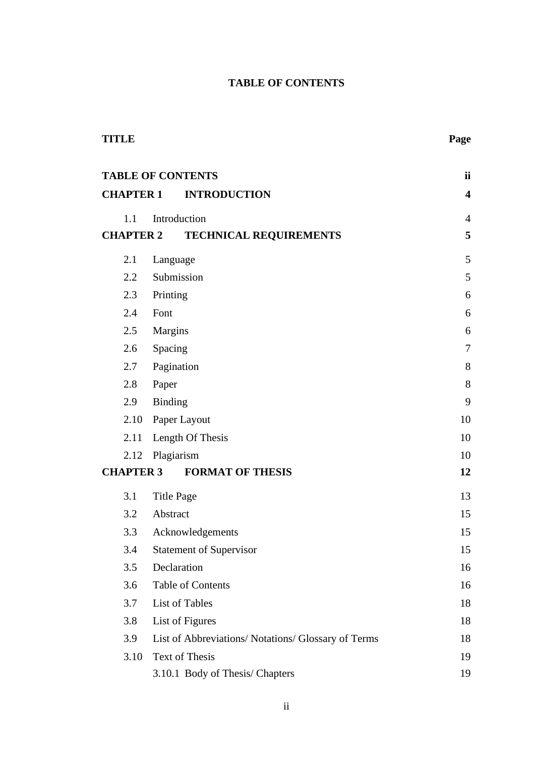**TABLE OF CONTENTS**

| **TITLE** | | **Page** |
|---|---|---|
| **TABLE OF CONTENTS** | | **ii** |
| **CHAPTER 1** | **INTRODUCTION** | **4** |
| 1.1 | Introduction | 4 |
| **CHAPTER 2** | **TECHNICAL REQUIREMENTS** | **5** |
| 2.1 | Language | 5 |
| 2.2 | Submission | 5 |
| 2.3 | Printing | 6 |
| 2.4 | Font | 6 |
| 2.5 | Margins | 6 |
| 2.6 | Spacing | 7 |
| 2.7 | Pagination | 8 |
| 2.8 | Paper | 8 |
| 2.9 | Binding | 9 |
| 2.10 | Paper Layout | 10 |
| 2.11 | Length Of Thesis | 10 |
| 2.12 | Plagiarism | 10 |
| **CHAPTER 3** | **FORMAT OF THESIS** | **12** |
| 3.1 | Title Page | 13 |
| 3.2 | Abstract | 15 |
| 3.3 | Acknowledgements | 15 |
| 3.4 | Statement of Supervisor | 15 |
| 3.5 | Declaration | 16 |
| 3.6 | Table of Contents | 16 |
| 3.7 | List of Tables | 18 |
| 3.8 | List of Figures | 18 |
| 3.9 | List of Abbreviations/ Notations/ Glossary of Terms | 18 |
| 3.10 | Text of Thesis | 19 |
| | 3.10.1 Body of Thesis/ Chapters | 19 |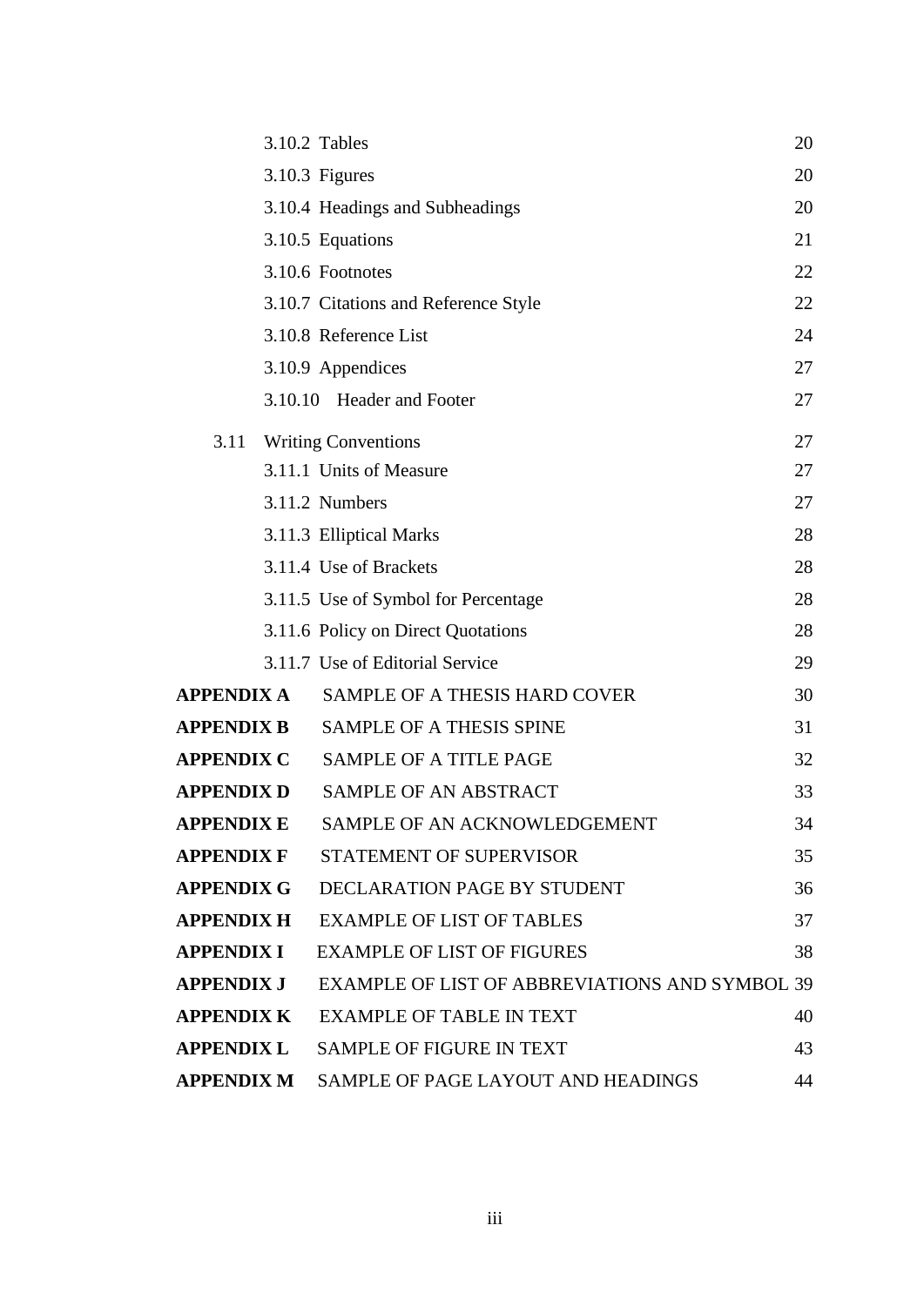| | | |
|---|---|---|
| | 3.10.2 Tables | 20 |
| | 3.10.3 Figures | 20 |
| | 3.10.4 Headings and Subheadings | 20 |
| | 3.10.5 Equations | 21 |
| | 3.10.6 Footnotes | 22 |
| | 3.10.7 Citations and Reference Style | 22 |
| | 3.10.8 Reference List | 24 |
| | 3.10.9 Appendices | 27 |
| | 3.10.10 Header and Footer | 27 |
| 3.11 | Writing Conventions | 27 |
| | 3.11.1 Units of Measure | 27 |
| | 3.11.2 Numbers | 27 |
| | 3.11.3 Elliptical Marks | 28 |
| | 3.11.4 Use of Brackets | 28 |
| | 3.11.5 Use of Symbol for Percentage | 28 |
| | 3.11.6 Policy on Direct Quotations | 28 |
| | 3.11.7 Use of Editorial Service | 29 |
| **APPENDIX A** | SAMPLE OF A THESIS HARD COVER | 30 |
| **APPENDIX B** | SAMPLE OF A THESIS SPINE | 31 |
| **APPENDIX C** | SAMPLE OF A TITLE PAGE | 32 |
| **APPENDIX D** | SAMPLE OF AN ABSTRACT | 33 |
| **APPENDIX E** | SAMPLE OF AN ACKNOWLEDGEMENT | 34 |
| **APPENDIX F** | STATEMENT OF SUPERVISOR | 35 |
| **APPENDIX G** | DECLARATION PAGE BY STUDENT | 36 |
| **APPENDIX H** | EXAMPLE OF LIST OF TABLES | 37 |
| **APPENDIX I** | EXAMPLE OF LIST OF FIGURES | 38 |
| **APPENDIX J** | EXAMPLE OF LIST OF ABBREVIATIONS AND SYMBOL | 39 |
| **APPENDIX K** | EXAMPLE OF TABLE IN TEXT | 40 |
| **APPENDIX L** | SAMPLE OF FIGURE IN TEXT | 43 |
| **APPENDIX M** | SAMPLE OF PAGE LAYOUT AND HEADINGS | 44 |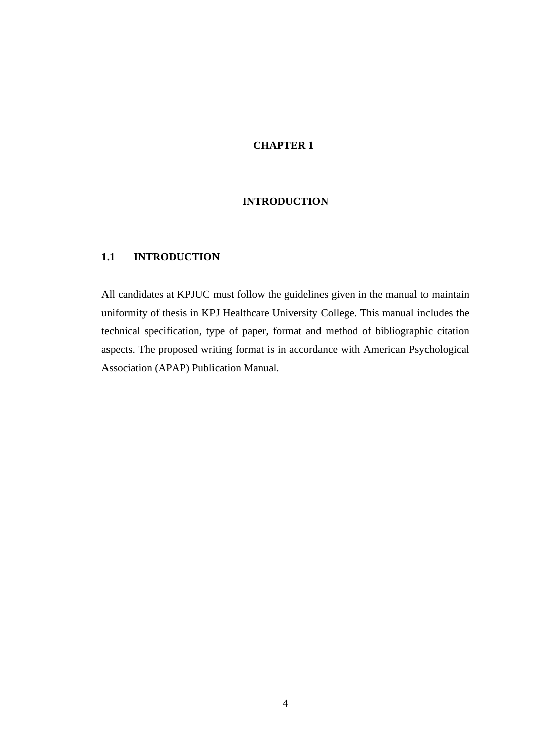# CHAPTER 1

# INTRODUCTION

## 1.1 INTRODUCTION

All candidates at KPJUC must follow the guidelines given in the manual to maintain uniformity of thesis in KPJ Healthcare University College. This manual includes the technical specification, type of paper, format and method of bibliographic citation aspects. The proposed writing format is in accordance with American Psychological Association (APAP) Publication Manual.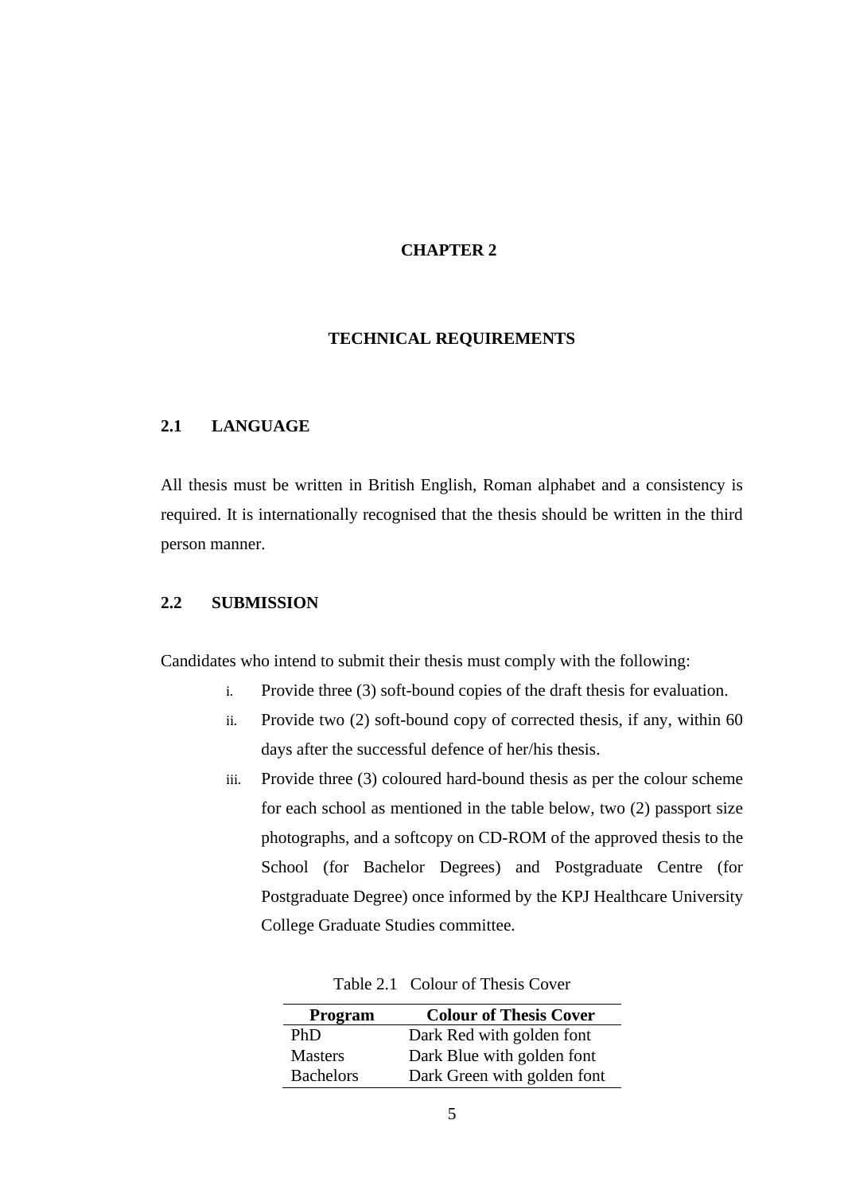# CHAPTER 2

# TECHNICAL REQUIREMENTS

## 2.1 LANGUAGE

All thesis must be written in British English, Roman alphabet and a consistency is required. It is internationally recognised that the thesis should be written in the third person manner.

## 2.2 SUBMISSION

Candidates who intend to submit their thesis must comply with the following:

i. Provide three (3) soft-bound copies of the draft thesis for evaluation.
ii. Provide two (2) soft-bound copy of corrected thesis, if any, within 60 days after the successful defence of her/his thesis.
iii. Provide three (3) coloured hard-bound thesis as per the colour scheme for each school as mentioned in the table below, two (2) passport size photographs, and a softcopy on CD-ROM of the approved thesis to the School (for Bachelor Degrees) and Postgraduate Centre (for Postgraduate Degree) once informed by the KPJ Healthcare University College Graduate Studies committee.

Table 2.1 Colour of Thesis Cover

| Program | Colour of Thesis Cover |
|---|---|
| PhD | Dark Red with golden font |
| Masters | Dark Blue with golden font |
| Bachelors | Dark Green with golden font |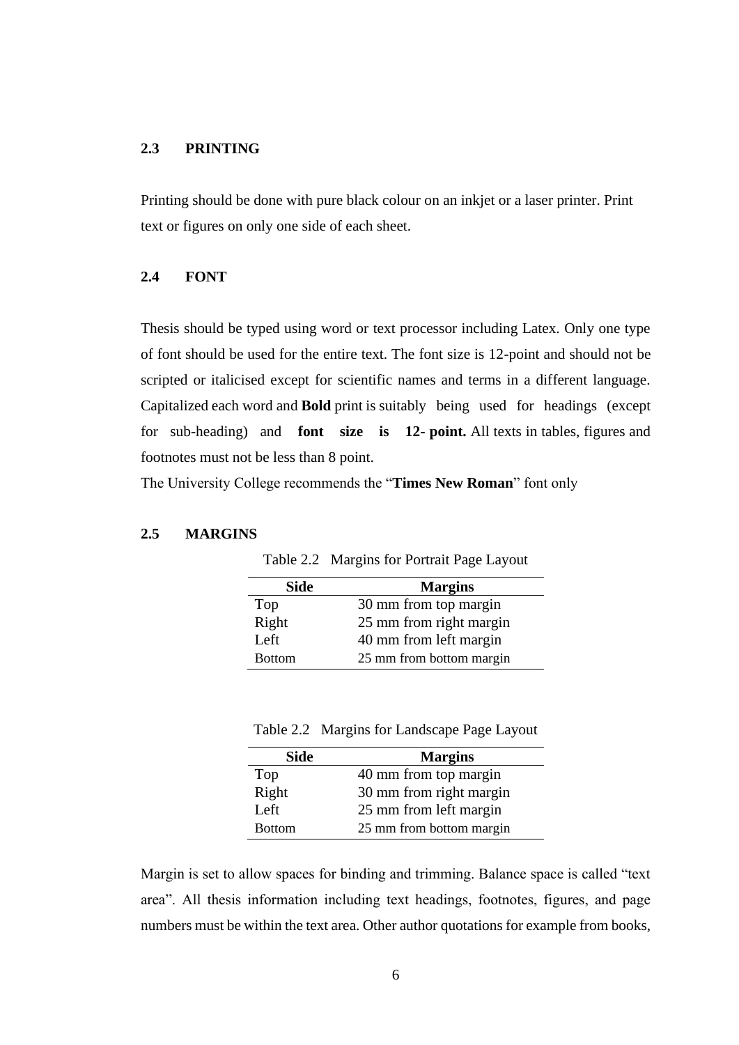## 2.3 PRINTING

Printing should be done with pure black colour on an inkjet or a laser printer. Print text or figures on only one side of each sheet.

## 2.4 FONT

Thesis should be typed using word or text processor including Latex. Only one type of font should be used for the entire text. The font size is 12-point and should not be scripted or italicised except for scientific names and terms in a different language. Capitalized each word and **Bold** print is suitably being used for headings (except for sub-heading) and **font size is 12- point.** All texts in tables, figures and footnotes must not be less than 8 point.

The University College recommends the "**Times New Roman**" font only

## 2.5 MARGINS

Table 2.2 Margins for Portrait Page Layout

| Side | Margins |
|---|---|
| Top | 30 mm from top margin |
| Right | 25 mm from right margin |
| Left | 40 mm from left margin |
| Bottom | 25 mm from bottom margin |

Table 2.2 Margins for Landscape Page Layout

| Side | Margins |
|---|---|
| Top | 40 mm from top margin |
| Right | 30 mm from right margin |
| Left | 25 mm from left margin |
| Bottom | 25 mm from bottom margin |

Margin is set to allow spaces for binding and trimming. Balance space is called "text area". All thesis information including text headings, footnotes, figures, and page numbers must be within the text area. Other author quotations for example from books,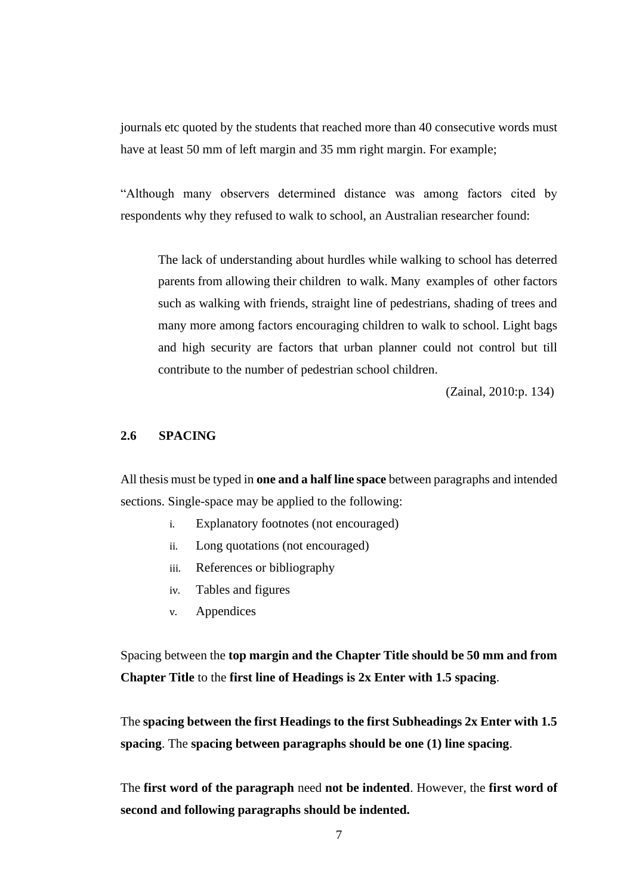journals etc quoted by the students that reached more than 40 consecutive words must have at least 50 mm of left margin and 35 mm right margin. For example;

"Although many observers determined distance was among factors cited by respondents why they refused to walk to school, an Australian researcher found:

> The lack of understanding about hurdles while walking to school has deterred parents from allowing their children to walk. Many examples of other factors such as walking with friends, straight line of pedestrians, shading of trees and many more among factors encouraging children to walk to school. Light bags and high security are factors that urban planner could not control but till contribute to the number of pedestrian school children.
>
> (Zainal, 2010:p. 134)

## 2.6 SPACING

All thesis must be typed in **one and a half line space** between paragraphs and intended sections. Single-space may be applied to the following:

i. Explanatory footnotes (not encouraged)
ii. Long quotations (not encouraged)
iii. References or bibliography
iv. Tables and figures
v. Appendices

Spacing between the **top margin and the Chapter Title should be 50 mm and from Chapter Title** to the **first line of Headings is 2x Enter with 1.5 spacing**.

The **spacing between the first Headings to the first Subheadings 2x Enter with 1.5 spacing**. The **spacing between paragraphs should be one (1) line spacing**.

The **first word of the paragraph** need **not be indented**. However, the **first word of second and following paragraphs should be indented.**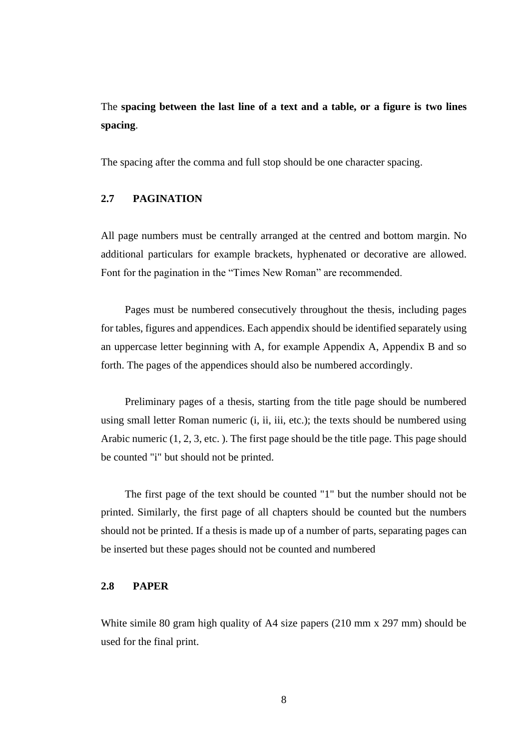The **spacing between the last line of a text and a table, or a figure is two lines spacing**.

The spacing after the comma and full stop should be one character spacing.

## 2.7 PAGINATION

All page numbers must be centrally arranged at the centred and bottom margin. No additional particulars for example brackets, hyphenated or decorative are allowed. Font for the pagination in the "Times New Roman" are recommended.

Pages must be numbered consecutively throughout the thesis, including pages for tables, figures and appendices. Each appendix should be identified separately using an uppercase letter beginning with A, for example Appendix A, Appendix B and so forth. The pages of the appendices should also be numbered accordingly.

Preliminary pages of a thesis, starting from the title page should be numbered using small letter Roman numeric (i, ii, iii, etc.); the texts should be numbered using Arabic numeric (1, 2, 3, etc. ). The first page should be the title page. This page should be counted "i" but should not be printed.

The first page of the text should be counted "1" but the number should not be printed. Similarly, the first page of all chapters should be counted but the numbers should not be printed. If a thesis is made up of a number of parts, separating pages can be inserted but these pages should not be counted and numbered

## 2.8 PAPER

White simile 80 gram high quality of A4 size papers (210 mm x 297 mm) should be used for the final print.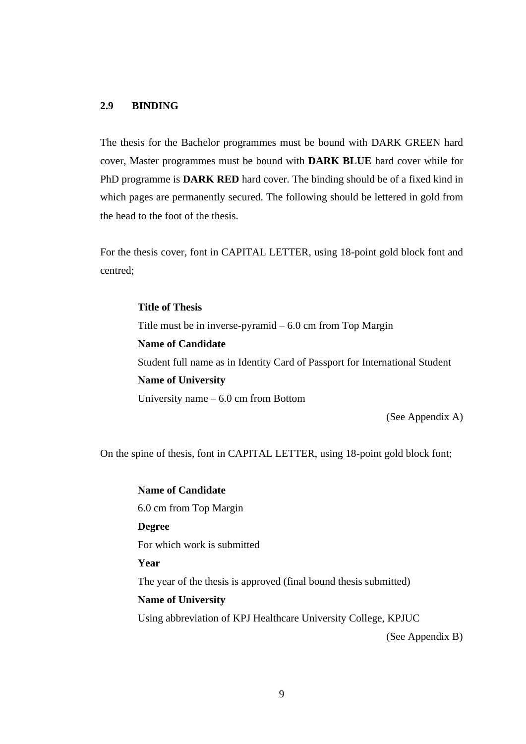## 2.9 BINDING

The thesis for the Bachelor programmes must be bound with DARK GREEN hard cover, Master programmes must be bound with **DARK BLUE** hard cover while for PhD programme is **DARK RED** hard cover. The binding should be of a fixed kind in which pages are permanently secured. The following should be lettered in gold from the head to the foot of the thesis.

For the thesis cover, font in CAPITAL LETTER, using 18-point gold block font and centred;

> **Title of Thesis**
> Title must be in inverse-pyramid – 6.0 cm from Top Margin
> **Name of Candidate**
> Student full name as in Identity Card of Passport for International Student
> **Name of University**
> University name – 6.0 cm from Bottom

(See Appendix A)

On the spine of thesis, font in CAPITAL LETTER, using 18-point gold block font;

> **Name of Candidate**
> 6.0 cm from Top Margin
> **Degree**
> For which work is submitted
> **Year**
> The year of the thesis is approved (final bound thesis submitted)
> **Name of University**
> Using abbreviation of KPJ Healthcare University College, KPJUC

(See Appendix B)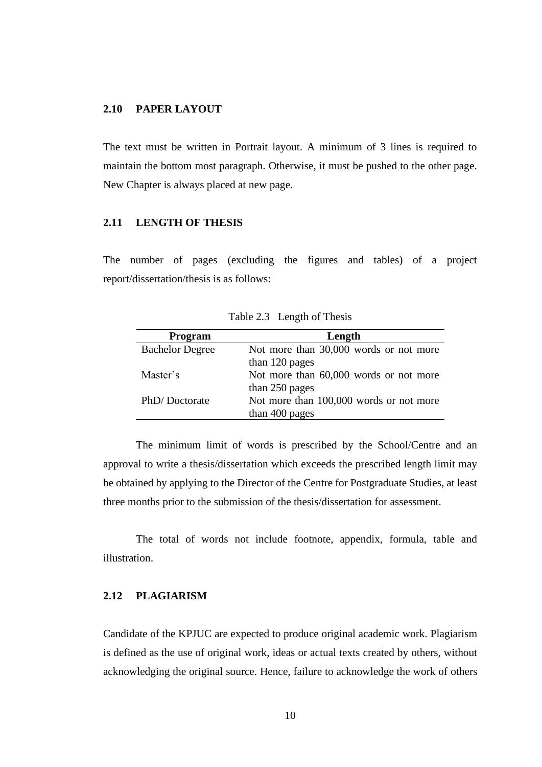### 2.10 PAPER LAYOUT

The text must be written in Portrait layout. A minimum of 3 lines is required to maintain the bottom most paragraph. Otherwise, it must be pushed to the other page. New Chapter is always placed at new page.

### 2.11 LENGTH OF THESIS

The number of pages (excluding the figures and tables) of a project report/dissertation/thesis is as follows:

Table 2.3 Length of Thesis

| Program | Length |
| --- | --- |
| Bachelor Degree | Not more than 30,000 words or not more than 120 pages |
| Master's | Not more than 60,000 words or not more than 250 pages |
| PhD/ Doctorate | Not more than 100,000 words or not more than 400 pages |

The minimum limit of words is prescribed by the School/Centre and an approval to write a thesis/dissertation which exceeds the prescribed length limit may be obtained by applying to the Director of the Centre for Postgraduate Studies, at least three months prior to the submission of the thesis/dissertation for assessment.

The total of words not include footnote, appendix, formula, table and illustration.

### 2.12 PLAGIARISM

Candidate of the KPJUC are expected to produce original academic work. Plagiarism is defined as the use of original work, ideas or actual texts created by others, without acknowledging the original source. Hence, failure to acknowledge the work of others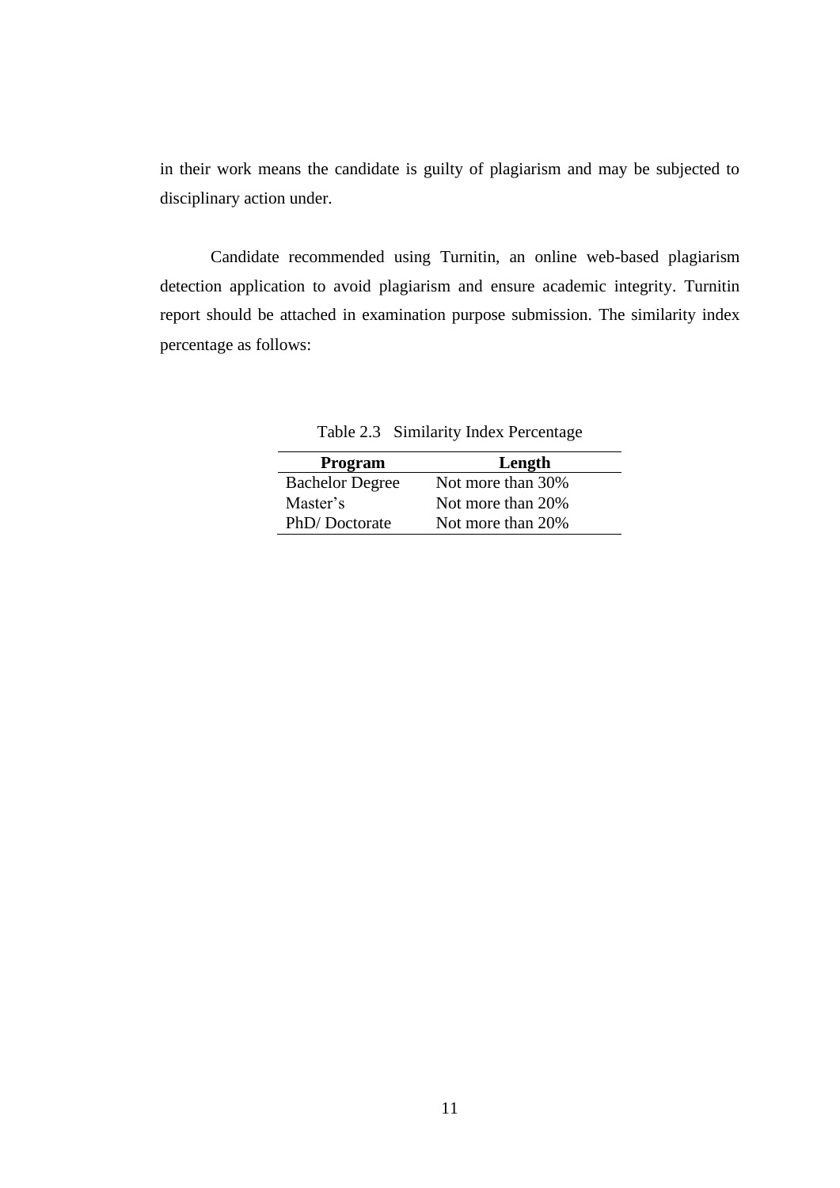in their work means the candidate is guilty of plagiarism and may be subjected to disciplinary action under.

Candidate recommended using Turnitin, an online web-based plagiarism detection application to avoid plagiarism and ensure academic integrity. Turnitin report should be attached in examination purpose submission. The similarity index percentage as follows:

Table 2.3 Similarity Index Percentage

| **Program** | **Length** |
| --- | --- |
| Bachelor Degree | Not more than 30% |
| Master's | Not more than 20% |
| PhD/ Doctorate | Not more than 20% |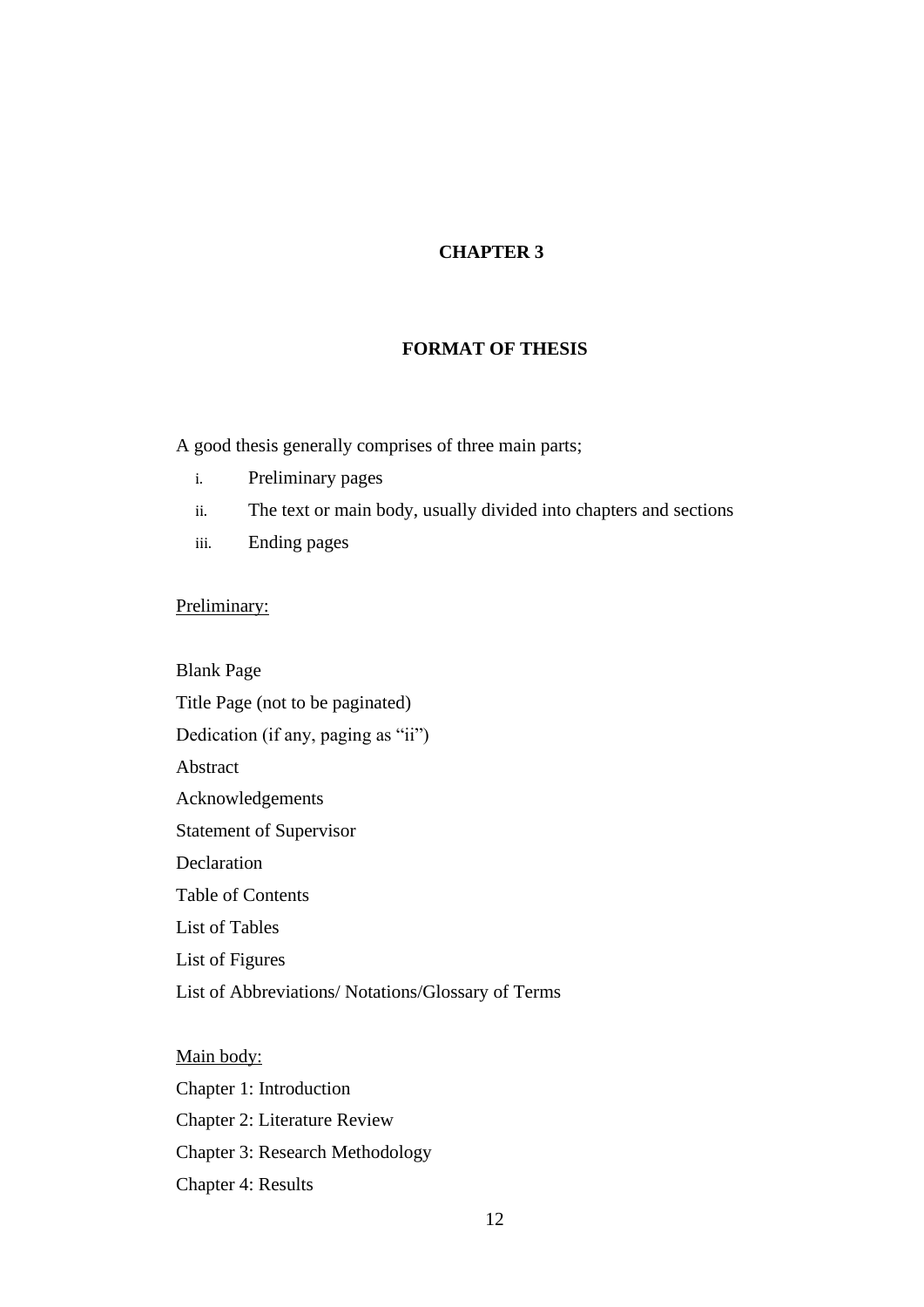# CHAPTER 3

## FORMAT OF THESIS

A good thesis generally comprises of three main parts;

i. Preliminary pages
ii. The text or main body, usually divided into chapters and sections
iii. Ending pages

<u>Preliminary:</u>

Blank Page

Title Page (not to be paginated)

Dedication (if any, paging as "ii")

Abstract

Acknowledgements

Statement of Supervisor

Declaration

Table of Contents

List of Tables

List of Figures

List of Abbreviations/ Notations/Glossary of Terms

<u>Main body:</u>

Chapter 1: Introduction

Chapter 2: Literature Review

Chapter 3: Research Methodology

Chapter 4: Results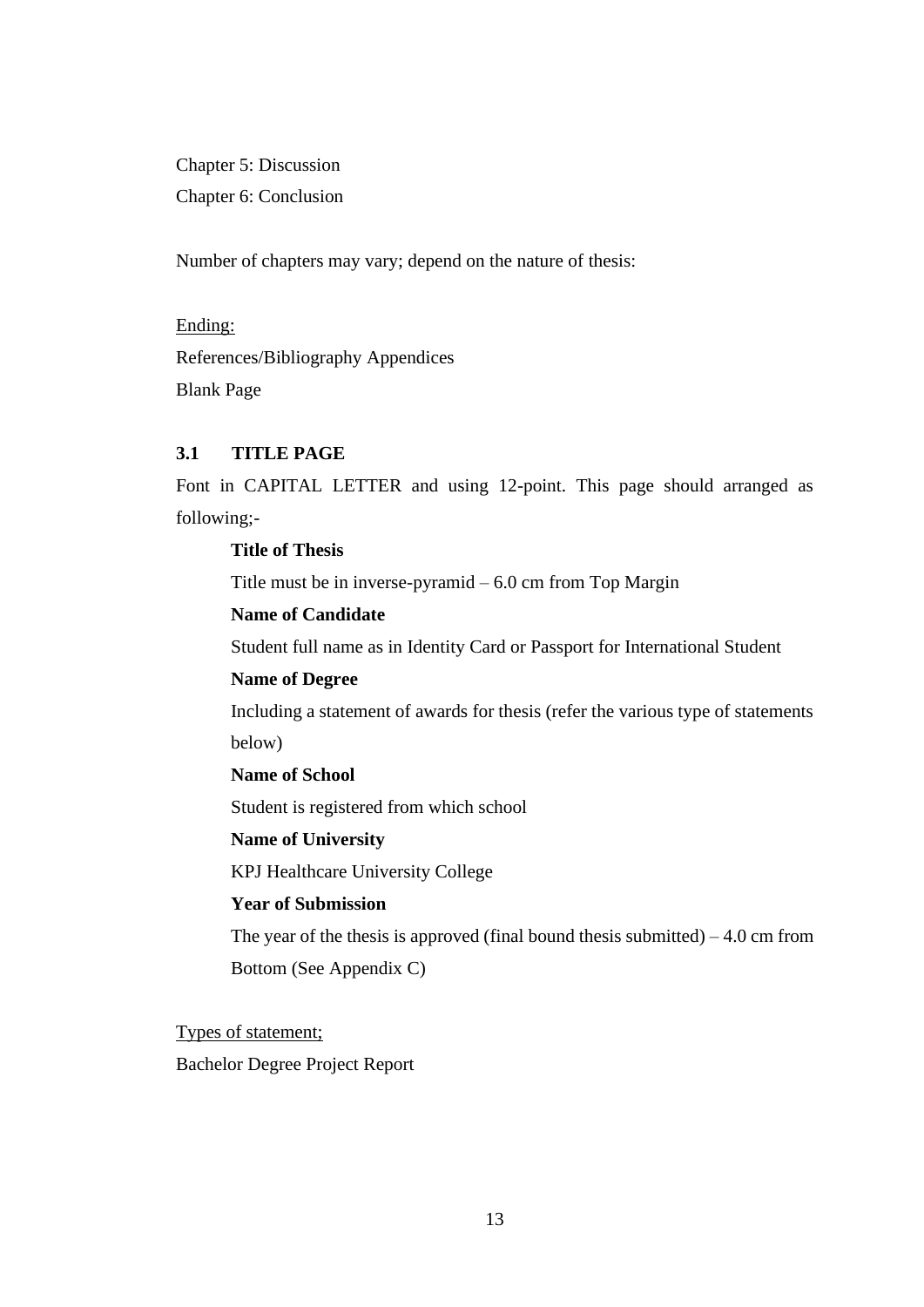Chapter 5: Discussion

Chapter 6: Conclusion

Number of chapters may vary; depend on the nature of thesis:

<u>Ending:</u>

References/Bibliography Appendices

Blank Page

### 3.1 TITLE PAGE

Font in CAPITAL LETTER and using 12-point. This page should arranged as following;-

> **Title of Thesis**
>
> Title must be in inverse-pyramid – 6.0 cm from Top Margin
>
> **Name of Candidate**
>
> Student full name as in Identity Card or Passport for International Student
>
> **Name of Degree**
>
> Including a statement of awards for thesis (refer the various type of statements below)
>
> **Name of School**
>
> Student is registered from which school
>
> **Name of University**
>
> KPJ Healthcare University College
>
> **Year of Submission**
>
> The year of the thesis is approved (final bound thesis submitted) – 4.0 cm from Bottom (See Appendix C)

<u>Types of statement;</u>

Bachelor Degree Project Report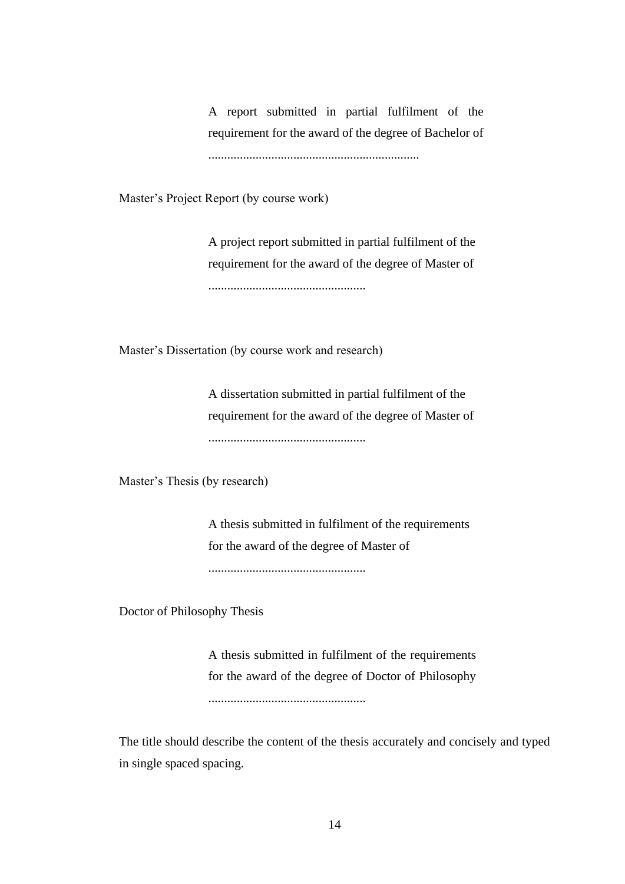A report submitted in partial fulfilment of the requirement for the award of the degree of Bachelor of ...................................................................

Master's Project Report (by course work)

A project report submitted in partial fulfilment of the requirement for the award of the degree of Master of ..................................................

Master's Dissertation (by course work and research)

A dissertation submitted in partial fulfilment of the requirement for the award of the degree of Master of ..................................................

Master's Thesis (by research)

A thesis submitted in fulfilment of the requirements for the award of the degree of Master of ..................................................

Doctor of Philosophy Thesis

A thesis submitted in fulfilment of the requirements for the award of the degree of Doctor of Philosophy ..................................................

The title should describe the content of the thesis accurately and concisely and typed in single spaced spacing.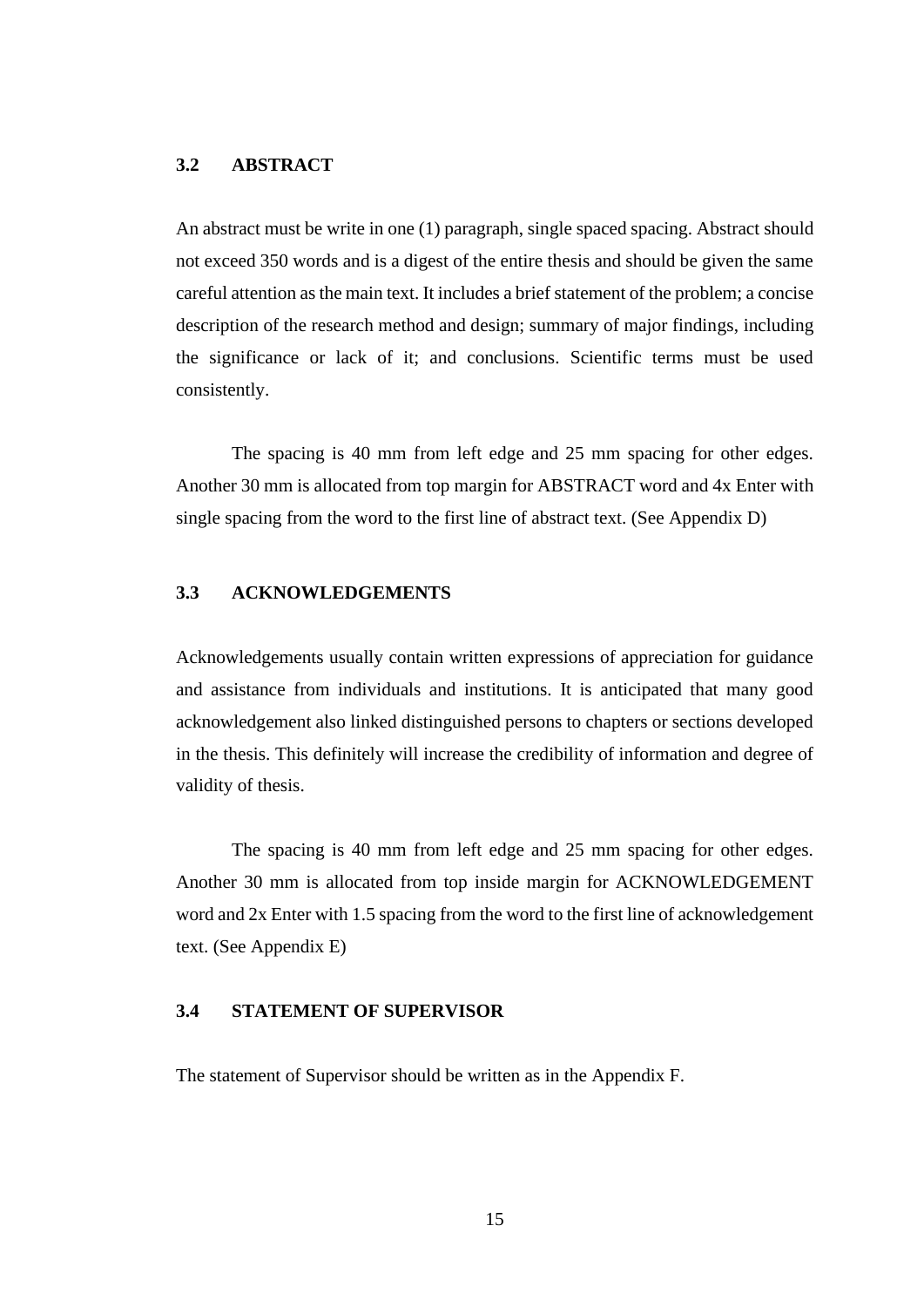## 3.2 ABSTRACT

An abstract must be write in one (1) paragraph, single spaced spacing. Abstract should not exceed 350 words and is a digest of the entire thesis and should be given the same careful attention as the main text. It includes a brief statement of the problem; a concise description of the research method and design; summary of major findings, including the significance or lack of it; and conclusions. Scientific terms must be used consistently.

The spacing is 40 mm from left edge and 25 mm spacing for other edges. Another 30 mm is allocated from top margin for ABSTRACT word and 4x Enter with single spacing from the word to the first line of abstract text. (See Appendix D)

## 3.3 ACKNOWLEDGEMENTS

Acknowledgements usually contain written expressions of appreciation for guidance and assistance from individuals and institutions. It is anticipated that many good acknowledgement also linked distinguished persons to chapters or sections developed in the thesis. This definitely will increase the credibility of information and degree of validity of thesis.

The spacing is 40 mm from left edge and 25 mm spacing for other edges. Another 30 mm is allocated from top inside margin for ACKNOWLEDGEMENT word and 2x Enter with 1.5 spacing from the word to the first line of acknowledgement text. (See Appendix E)

## 3.4 STATEMENT OF SUPERVISOR

The statement of Supervisor should be written as in the Appendix F.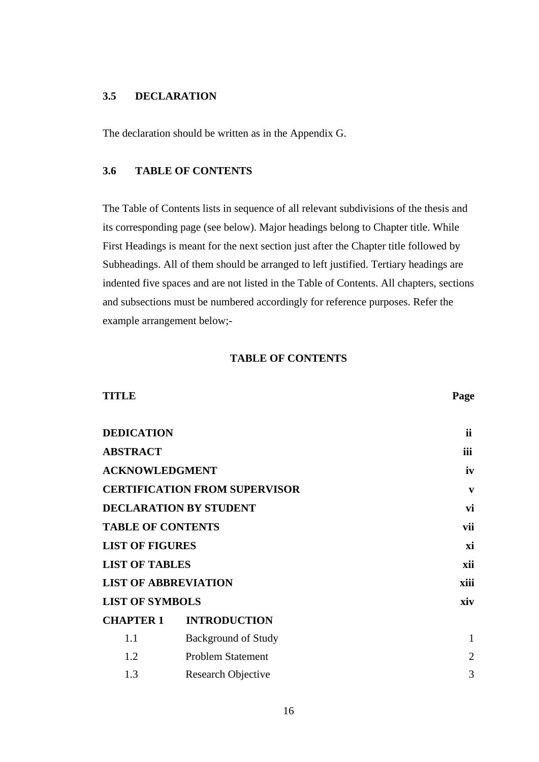### 3.5 DECLARATION

The declaration should be written as in the Appendix G.

### 3.6 TABLE OF CONTENTS

The Table of Contents lists in sequence of all relevant subdivisions of the thesis and its corresponding page (see below). Major headings belong to Chapter title. While First Headings is meant for the next section just after the Chapter title followed by Subheadings. All of them should be arranged to left justified. Tertiary headings are indented five spaces and are not listed in the Table of Contents. All chapters, sections and subsections must be numbered accordingly for reference purposes. Refer the example arrangement below;-

**TABLE OF CONTENTS**

| **TITLE** | | **Page** |
|---|---|---|
| **DEDICATION** | | **ii** |
| **ABSTRACT** | | **iii** |
| **ACKNOWLEDGMENT** | | **iv** |
| **CERTIFICATION FROM SUPERVISOR** | | **v** |
| **DECLARATION BY STUDENT** | | **vi** |
| **TABLE OF CONTENTS** | | **vii** |
| **LIST OF FIGURES** | | **xi** |
| **LIST OF TABLES** | | **xii** |
| **LIST OF ABBREVIATION** | | **xiii** |
| **LIST OF SYMBOLS** | | **xiv** |
| **CHAPTER 1** | **INTRODUCTION** | |
| 1.1 | Background of Study | 1 |
| 1.2 | Problem Statement | 2 |
| 1.3 | Research Objective | 3 |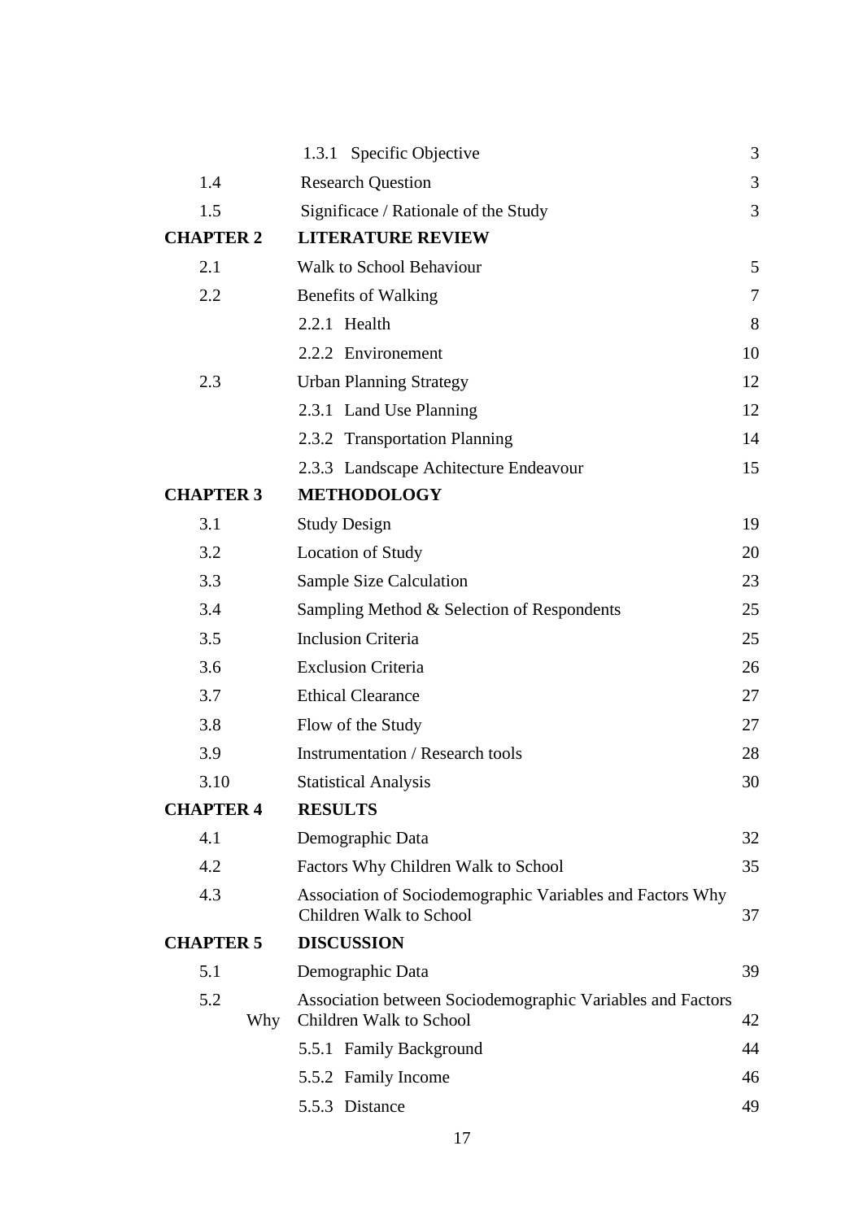| | | |
|---|---|---|
| | 1.3.1 Specific Objective | 3 |
| 1.4 | Research Question | 3 |
| 1.5 | Significace / Rationale of the Study | 3 |
| **CHAPTER 2** | **LITERATURE REVIEW** | |
| 2.1 | Walk to School Behaviour | 5 |
| 2.2 | Benefits of Walking | 7 |
| | 2.2.1 Health | 8 |
| | 2.2.2 Environement | 10 |
| 2.3 | Urban Planning Strategy | 12 |
| | 2.3.1 Land Use Planning | 12 |
| | 2.3.2 Transportation Planning | 14 |
| | 2.3.3 Landscape Achitecture Endeavour | 15 |
| **CHAPTER 3** | **METHODOLOGY** | |
| 3.1 | Study Design | 19 |
| 3.2 | Location of Study | 20 |
| 3.3 | Sample Size Calculation | 23 |
| 3.4 | Sampling Method & Selection of Respondents | 25 |
| 3.5 | Inclusion Criteria | 25 |
| 3.6 | Exclusion Criteria | 26 |
| 3.7 | Ethical Clearance | 27 |
| 3.8 | Flow of the Study | 27 |
| 3.9 | Instrumentation / Research tools | 28 |
| 3.10 | Statistical Analysis | 30 |
| **CHAPTER 4** | **RESULTS** | |
| 4.1 | Demographic Data | 32 |
| 4.2 | Factors Why Children Walk to School | 35 |
| 4.3 | Association of Sociodemographic Variables and Factors Why Children Walk to School | 37 |
| **CHAPTER 5** | **DISCUSSION** | |
| 5.1 | Demographic Data | 39 |
| 5.2 | Association between Sociodemographic Variables and Factors Why Children Walk to School | 42 |
| | 5.5.1 Family Background | 44 |
| | 5.5.2 Family Income | 46 |
| | 5.5.3 Distance | 49 |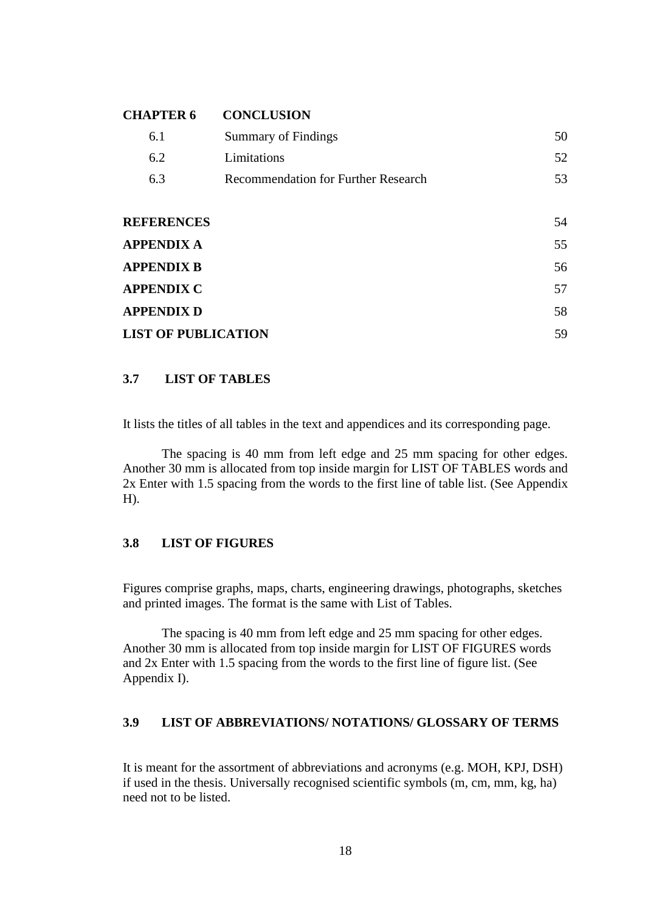| **CHAPTER 6** | **CONCLUSION** | |
|---|---|---|
| 6.1 | Summary of Findings | 50 |
| 6.2 | Limitations | 52 |
| 6.3 | Recommendation for Further Research | 53 |
| | | |
| **REFERENCES** | | 54 |
| **APPENDIX A** | | 55 |
| **APPENDIX B** | | 56 |
| **APPENDIX C** | | 57 |
| **APPENDIX D** | | 58 |
| **LIST OF PUBLICATION** | | 59 |

### 3.7 LIST OF TABLES

It lists the titles of all tables in the text and appendices and its corresponding page.

The spacing is 40 mm from left edge and 25 mm spacing for other edges. Another 30 mm is allocated from top inside margin for LIST OF TABLES words and 2x Enter with 1.5 spacing from the words to the first line of table list. (See Appendix H).

### 3.8 LIST OF FIGURES

Figures comprise graphs, maps, charts, engineering drawings, photographs, sketches and printed images. The format is the same with List of Tables.

The spacing is 40 mm from left edge and 25 mm spacing for other edges. Another 30 mm is allocated from top inside margin for LIST OF FIGURES words and 2x Enter with 1.5 spacing from the words to the first line of figure list. (See Appendix I).

### 3.9 LIST OF ABBREVIATIONS/ NOTATIONS/ GLOSSARY OF TERMS

It is meant for the assortment of abbreviations and acronyms (e.g. MOH, KPJ, DSH) if used in the thesis. Universally recognised scientific symbols (m, cm, mm, kg, ha) need not to be listed.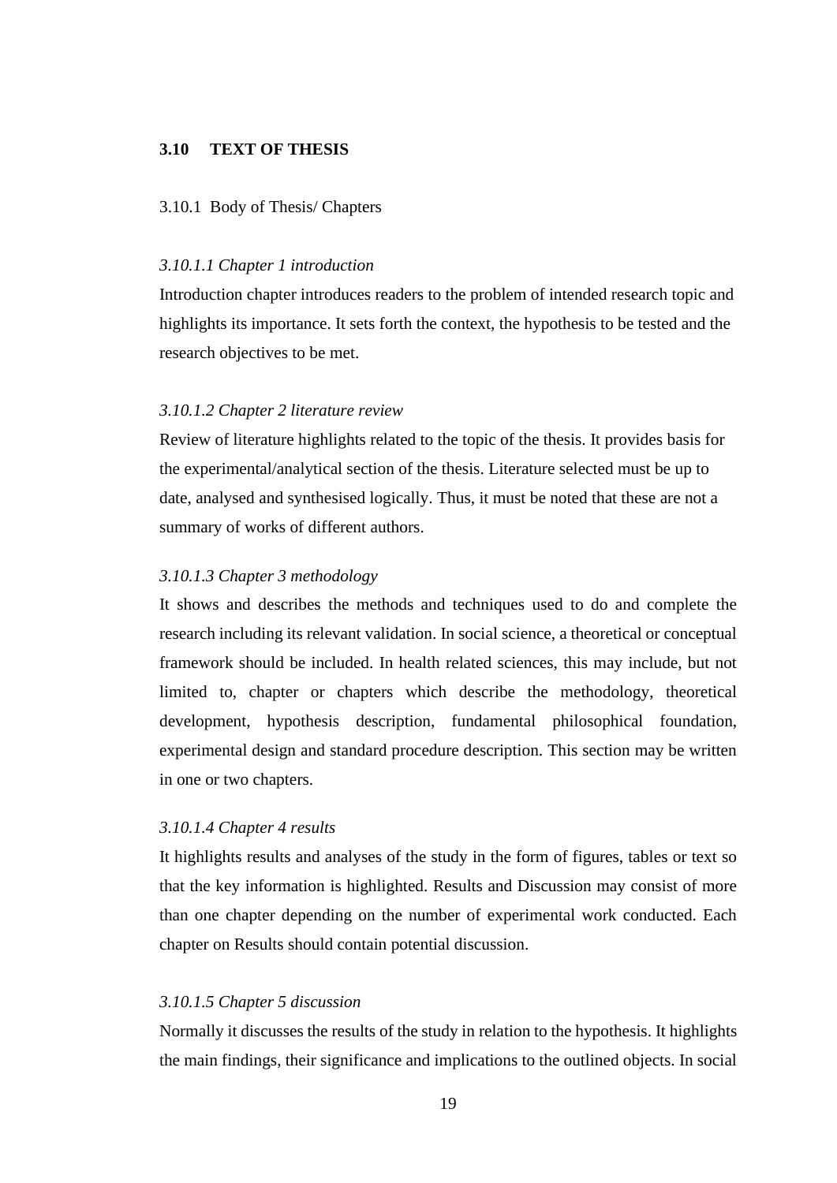## 3.10 TEXT OF THESIS

### 3.10.1 Body of Thesis/ Chapters

#### *3.10.1.1 Chapter 1 introduction*

Introduction chapter introduces readers to the problem of intended research topic and highlights its importance. It sets forth the context, the hypothesis to be tested and the research objectives to be met.

#### *3.10.1.2 Chapter 2 literature review*

Review of literature highlights related to the topic of the thesis. It provides basis for the experimental/analytical section of the thesis. Literature selected must be up to date, analysed and synthesised logically. Thus, it must be noted that these are not a summary of works of different authors.

#### *3.10.1.3 Chapter 3 methodology*

It shows and describes the methods and techniques used to do and complete the research including its relevant validation. In social science, a theoretical or conceptual framework should be included. In health related sciences, this may include, but not limited to, chapter or chapters which describe the methodology, theoretical development, hypothesis description, fundamental philosophical foundation, experimental design and standard procedure description. This section may be written in one or two chapters.

#### *3.10.1.4 Chapter 4 results*

It highlights results and analyses of the study in the form of figures, tables or text so that the key information is highlighted. Results and Discussion may consist of more than one chapter depending on the number of experimental work conducted. Each chapter on Results should contain potential discussion.

#### *3.10.1.5 Chapter 5 discussion*

Normally it discusses the results of the study in relation to the hypothesis. It highlights the main findings, their significance and implications to the outlined objects. In social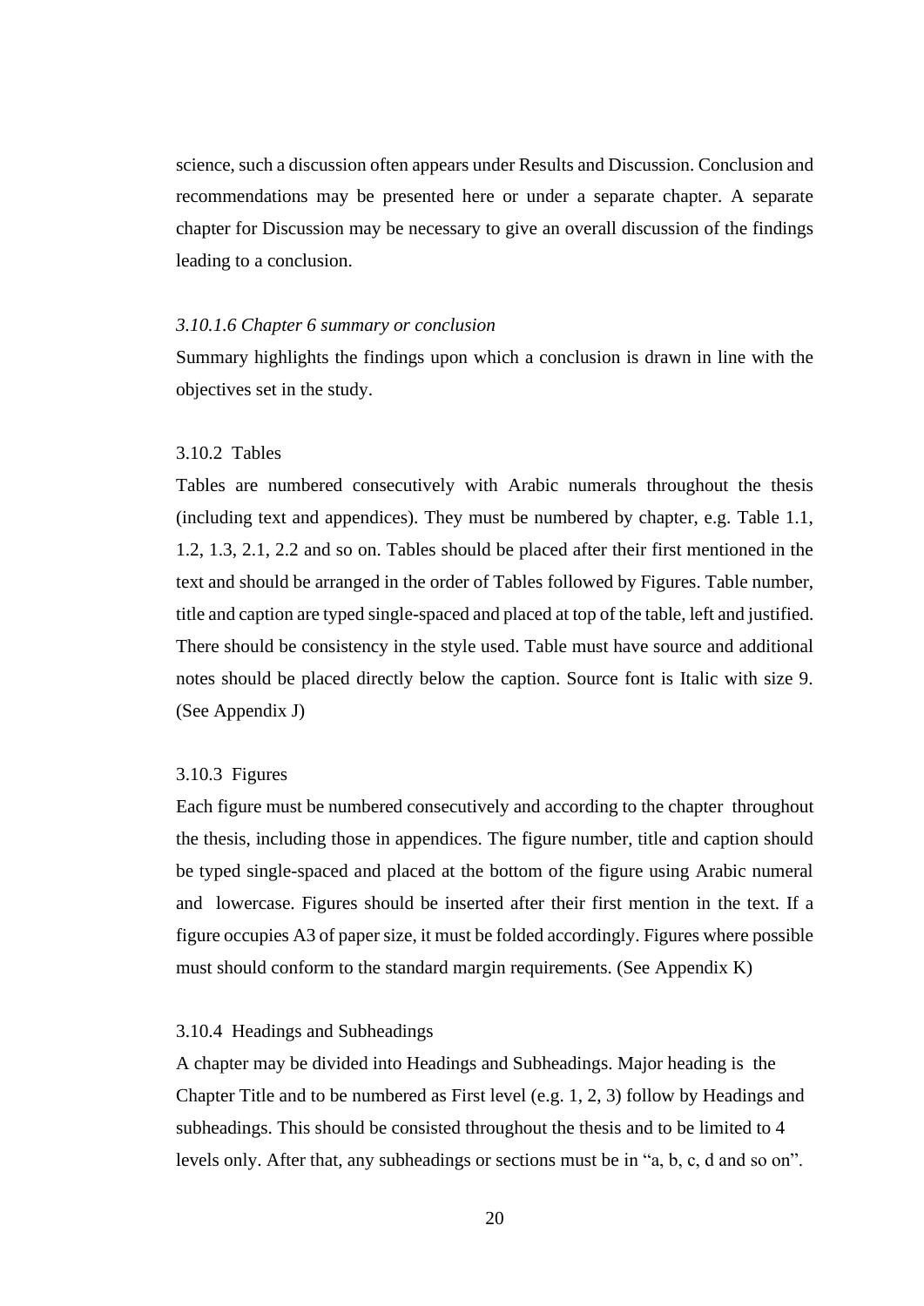science, such a discussion often appears under Results and Discussion. Conclusion and recommendations may be presented here or under a separate chapter. A separate chapter for Discussion may be necessary to give an overall discussion of the findings leading to a conclusion.

##### *3.10.1.6 Chapter 6 summary or conclusion*

Summary highlights the findings upon which a conclusion is drawn in line with the objectives set in the study.

### 3.10.2 Tables

Tables are numbered consecutively with Arabic numerals throughout the thesis (including text and appendices). They must be numbered by chapter, e.g. Table 1.1, 1.2, 1.3, 2.1, 2.2 and so on. Tables should be placed after their first mentioned in the text and should be arranged in the order of Tables followed by Figures. Table number, title and caption are typed single-spaced and placed at top of the table, left and justified. There should be consistency in the style used. Table must have source and additional notes should be placed directly below the caption. Source font is Italic with size 9. (See Appendix J)

### 3.10.3 Figures

Each figure must be numbered consecutively and according to the chapter throughout the thesis, including those in appendices. The figure number, title and caption should be typed single-spaced and placed at the bottom of the figure using Arabic numeral and lowercase. Figures should be inserted after their first mention in the text. If a figure occupies A3 of paper size, it must be folded accordingly. Figures where possible must should conform to the standard margin requirements. (See Appendix K)

### 3.10.4 Headings and Subheadings

A chapter may be divided into Headings and Subheadings. Major heading is the Chapter Title and to be numbered as First level (e.g. 1, 2, 3) follow by Headings and subheadings. This should be consisted throughout the thesis and to be limited to 4 levels only. After that, any subheadings or sections must be in “a, b, c, d and so on”.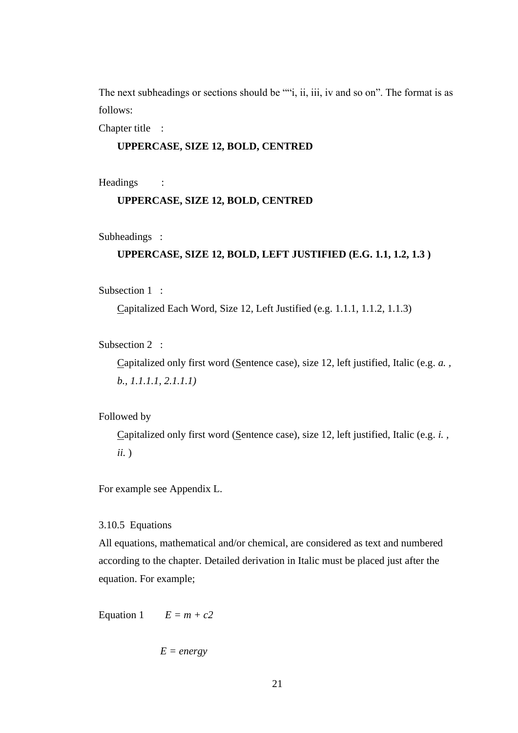The next subheadings or sections should be ""i, ii, iii, iv and so on". The format is as follows:

Chapter title :

**UPPERCASE, SIZE 12, BOLD, CENTRED**

Headings :

**UPPERCASE, SIZE 12, BOLD, CENTRED**

Subheadings :

**UPPERCASE, SIZE 12, BOLD, LEFT JUSTIFIED (E.G. 1.1, 1.2, 1.3 )**

Subsection 1 :

Capitalized Each Word, Size 12, Left Justified (e.g. 1.1.1, 1.1.2, 1.1.3)

Subsection 2 :

Capitalized only first word (Sentence case), size 12, left justified, Italic (e.g. *a. , b., 1.1.1.1, 2.1.1.1)*

Followed by

Capitalized only first word (Sentence case), size 12, left justified, Italic (e.g. *i. , ii.* )

For example see Appendix L.

3.10.5 Equations

All equations, mathematical and/or chemical, are considered as text and numbered according to the chapter. Detailed derivation in Italic must be placed just after the equation. For example;

Equation 1 $E = m + c2$

$E = energy$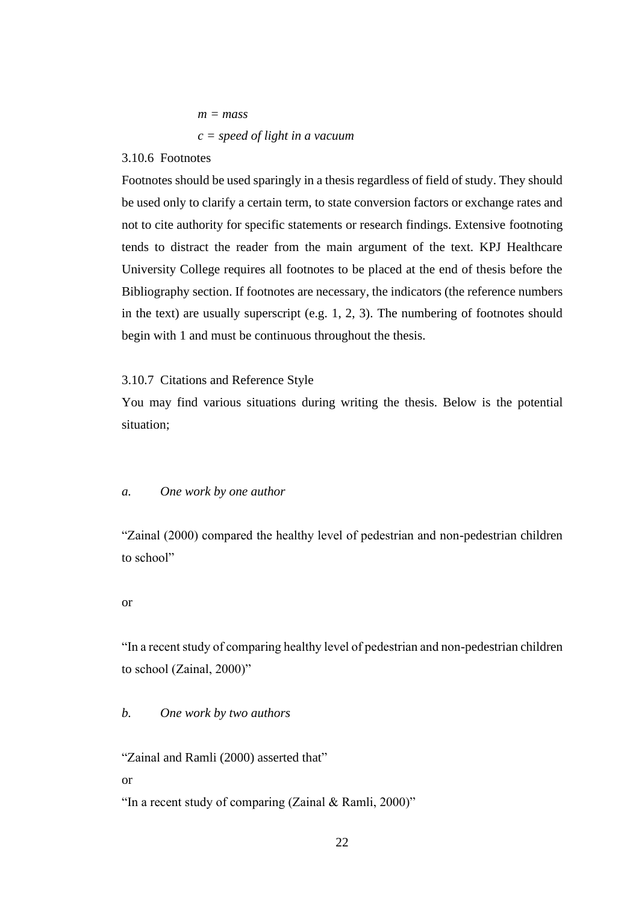*m = mass*

*c = speed of light in a vacuum*

### 3.10.6 Footnotes

Footnotes should be used sparingly in a thesis regardless of field of study. They should be used only to clarify a certain term, to state conversion factors or exchange rates and not to cite authority for specific statements or research findings. Extensive footnoting tends to distract the reader from the main argument of the text. KPJ Healthcare University College requires all footnotes to be placed at the end of thesis before the Bibliography section. If footnotes are necessary, the indicators (the reference numbers in the text) are usually superscript (e.g. 1, 2, 3). The numbering of footnotes should begin with 1 and must be continuous throughout the thesis.

### 3.10.7 Citations and Reference Style

You may find various situations during writing the thesis. Below is the potential situation;

*a. One work by one author*

"Zainal (2000) compared the healthy level of pedestrian and non-pedestrian children to school"

or

"In a recent study of comparing healthy level of pedestrian and non-pedestrian children to school (Zainal, 2000)"

*b. One work by two authors*

"Zainal and Ramli (2000) asserted that"

or

"In a recent study of comparing (Zainal & Ramli, 2000)"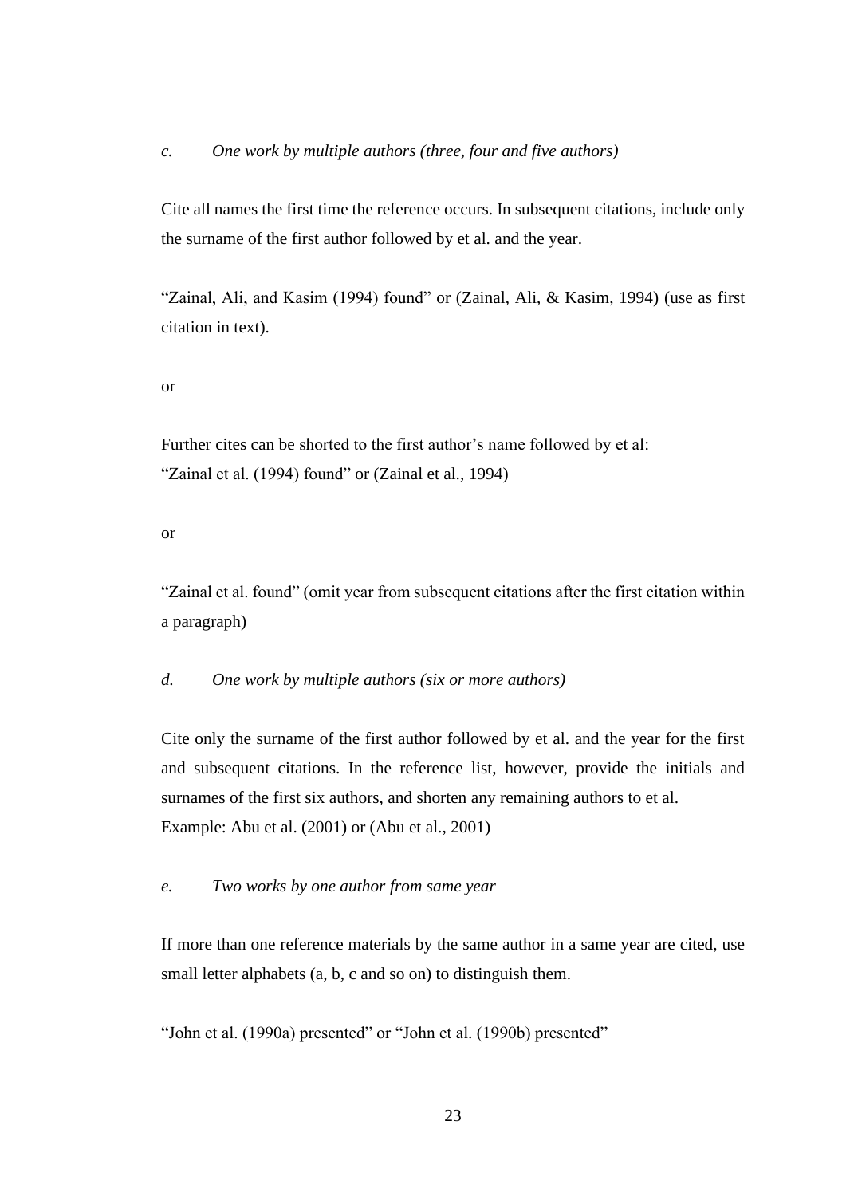*c. One work by multiple authors (three, four and five authors)*

Cite all names the first time the reference occurs. In subsequent citations, include only the surname of the first author followed by et al. and the year.

"Zainal, Ali, and Kasim (1994) found" or (Zainal, Ali, & Kasim, 1994) (use as first citation in text).

or

Further cites can be shorted to the first author's name followed by et al:
"Zainal et al. (1994) found" or (Zainal et al., 1994)

or

"Zainal et al. found" (omit year from subsequent citations after the first citation within a paragraph)

*d. One work by multiple authors (six or more authors)*

Cite only the surname of the first author followed by et al. and the year for the first and subsequent citations. In the reference list, however, provide the initials and surnames of the first six authors, and shorten any remaining authors to et al.
Example: Abu et al. (2001) or (Abu et al., 2001)

*e. Two works by one author from same year*

If more than one reference materials by the same author in a same year are cited, use small letter alphabets (a, b, c and so on) to distinguish them.

"John et al. (1990a) presented" or "John et al. (1990b) presented"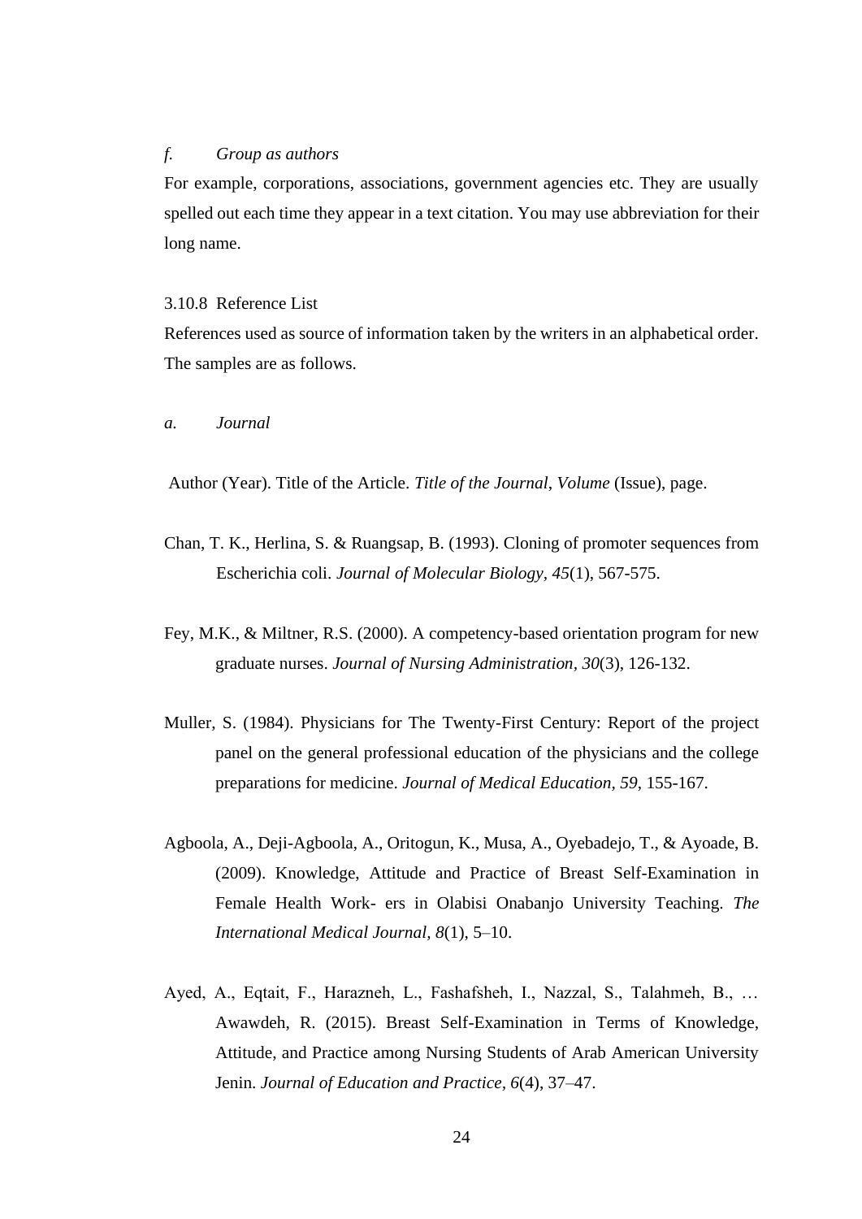*f. Group as authors*

For example, corporations, associations, government agencies etc. They are usually spelled out each time they appear in a text citation. You may use abbreviation for their long name.

3.10.8 Reference List

References used as source of information taken by the writers in an alphabetical order. The samples are as follows.

*a. Journal*

Author (Year). Title of the Article. *Title of the Journal*, *Volume* (Issue), page.

Chan, T. K., Herlina, S. & Ruangsap, B. (1993). Cloning of promoter sequences from Escherichia coli. *Journal of Molecular Biology, 45*(1), 567-575.

Fey, M.K., & Miltner, R.S. (2000). A competency-based orientation program for new graduate nurses. *Journal of Nursing Administration, 30*(3), 126-132.

Muller, S. (1984). Physicians for The Twenty-First Century: Report of the project panel on the general professional education of the physicians and the college preparations for medicine. *Journal of Medical Education, 59*, 155-167.

Agboola, A., Deji-Agboola, A., Oritogun, K., Musa, A., Oyebadejo, T., & Ayoade, B. (2009). Knowledge, Attitude and Practice of Breast Self-Examination in Female Health Work- ers in Olabisi Onabanjo University Teaching. *The International Medical Journal, 8*(1), 5–10.

Ayed, A., Eqtait, F., Harazneh, L., Fashafsheh, I., Nazzal, S., Talahmeh, B., … Awawdeh, R. (2015). Breast Self-Examination in Terms of Knowledge, Attitude, and Practice among Nursing Students of Arab American University Jenin. *Journal of Education and Practice, 6*(4), 37–47.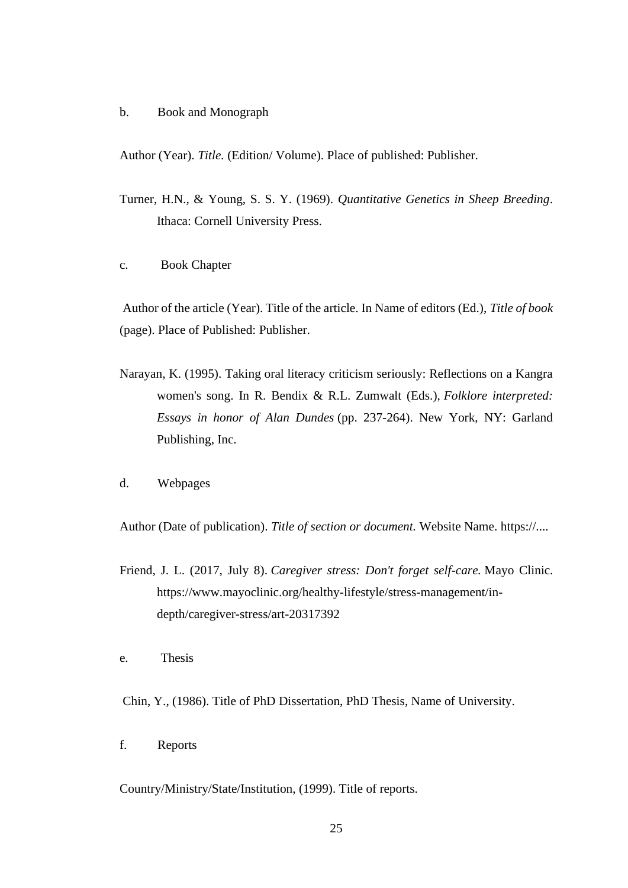b. Book and Monograph

Author (Year). *Title.* (Edition/ Volume). Place of published: Publisher.

Turner, H.N., & Young, S. S. Y. (1969). *Quantitative Genetics in Sheep Breeding*. Ithaca: Cornell University Press.

c. Book Chapter

Author of the article (Year). Title of the article. In Name of editors (Ed.), *Title of book* (page). Place of Published: Publisher.

Narayan, K. (1995). Taking oral literacy criticism seriously: Reflections on a Kangra women's song. In R. Bendix & R.L. Zumwalt (Eds.), *Folklore interpreted: Essays in honor of Alan Dundes* (pp. 237-264). New York, NY: Garland Publishing, Inc.

d. Webpages

Author (Date of publication). *Title of section or document.* Website Name. https://....

Friend, J. L. (2017, July 8). *Caregiver stress: Don't forget self-care.* Mayo Clinic. https://www.mayoclinic.org/healthy-lifestyle/stress-management/in-depth/caregiver-stress/art-20317392

e. Thesis

Chin, Y., (1986). Title of PhD Dissertation, PhD Thesis, Name of University.

f. Reports

Country/Ministry/State/Institution, (1999). Title of reports.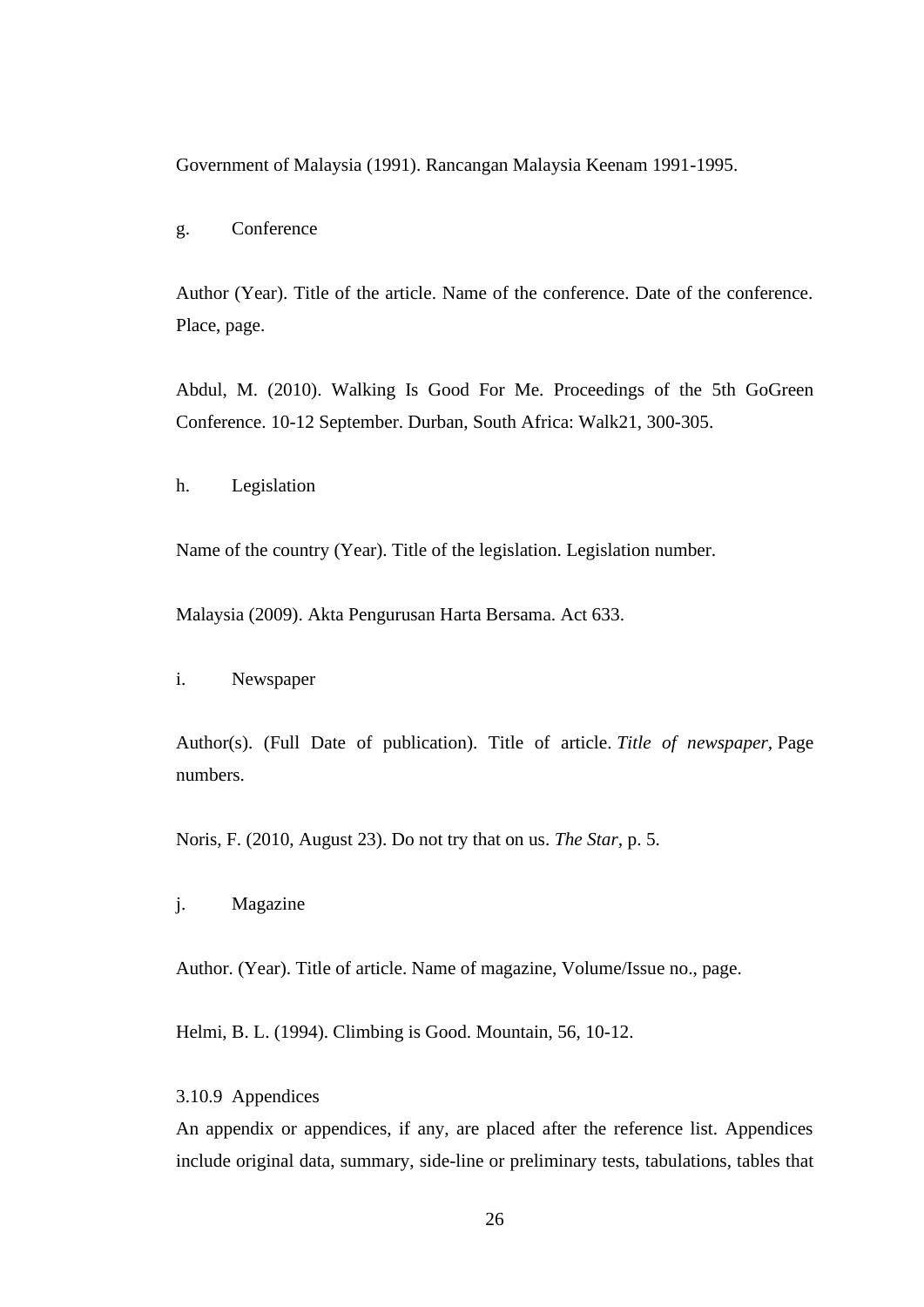Government of Malaysia (1991). Rancangan Malaysia Keenam 1991-1995.

g. Conference

Author (Year). Title of the article. Name of the conference. Date of the conference. Place, page.

Abdul, M. (2010). Walking Is Good For Me. Proceedings of the 5th GoGreen Conference. 10-12 September. Durban, South Africa: Walk21, 300-305.

h. Legislation

Name of the country (Year). Title of the legislation. Legislation number.

Malaysia (2009). Akta Pengurusan Harta Bersama. Act 633.

i. Newspaper

Author(s). (Full Date of publication). Title of article. *Title of newspaper,* Page numbers.

Noris, F. (2010, August 23). Do not try that on us. *The Star,* p. 5.

j. Magazine

Author. (Year). Title of article. Name of magazine, Volume/Issue no., page.

Helmi, B. L. (1994). Climbing is Good. Mountain, 56, 10-12.

### 3.10.9 Appendices

An appendix or appendices, if any, are placed after the reference list. Appendices include original data, summary, side-line or preliminary tests, tabulations, tables that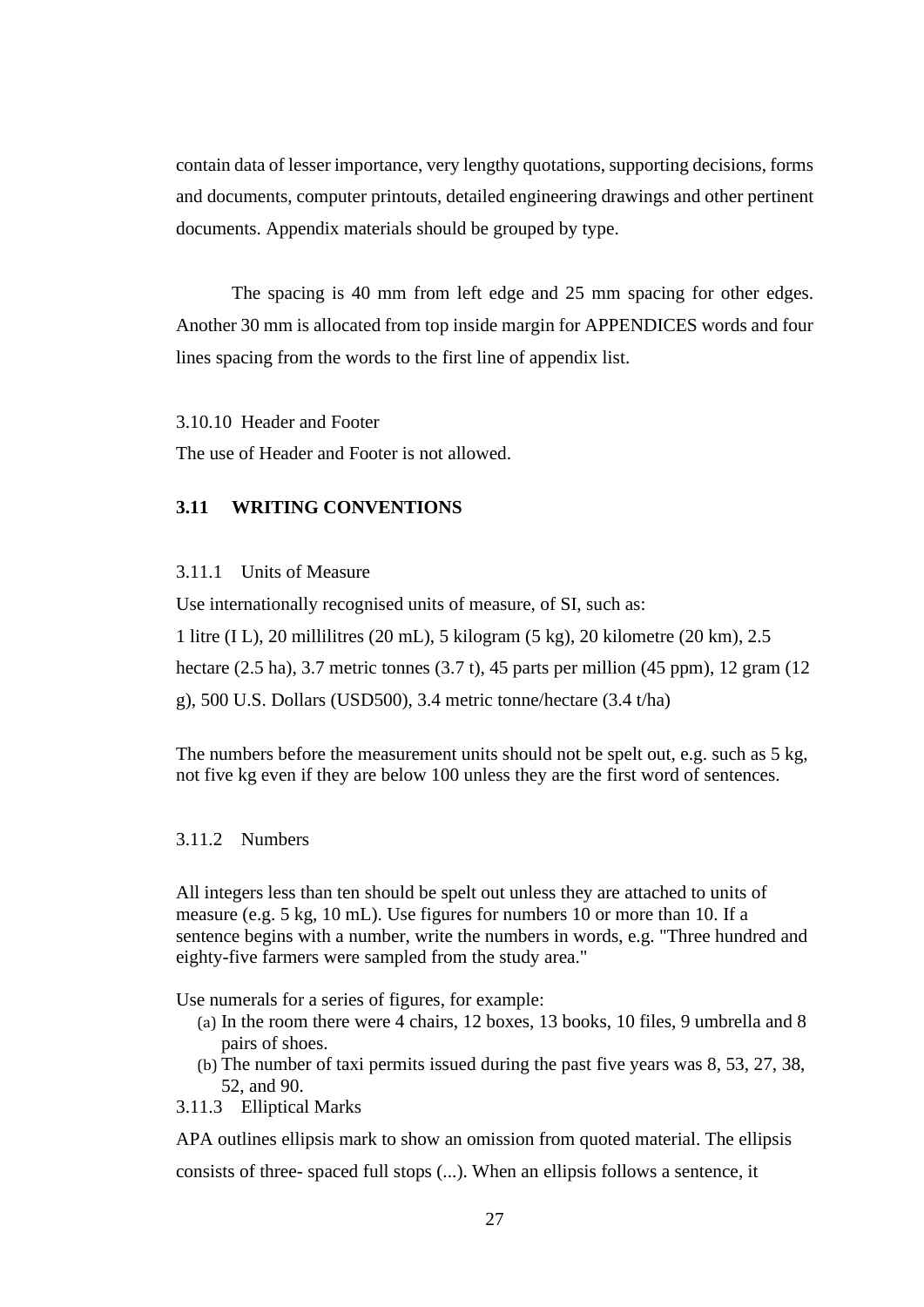contain data of lesser importance, very lengthy quotations, supporting decisions, forms and documents, computer printouts, detailed engineering drawings and other pertinent documents. Appendix materials should be grouped by type.

The spacing is 40 mm from left edge and 25 mm spacing for other edges. Another 30 mm is allocated from top inside margin for APPENDICES words and four lines spacing from the words to the first line of appendix list.

3.10.10 Header and Footer

The use of Header and Footer is not allowed.

### 3.11 WRITING CONVENTIONS

3.11.1 Units of Measure

Use internationally recognised units of measure, of SI, such as:

1 litre (I L), 20 millilitres (20 mL), 5 kilogram (5 kg), 20 kilometre (20 km), 2.5 hectare (2.5 ha), 3.7 metric tonnes (3.7 t), 45 parts per million (45 ppm), 12 gram (12 g), 500 U.S. Dollars (USD500), 3.4 metric tonne/hectare (3.4 t/ha)

The numbers before the measurement units should not be spelt out, e.g. such as 5 kg, not five kg even if they are below 100 unless they are the first word of sentences.

3.11.2 Numbers

All integers less than ten should be spelt out unless they are attached to units of measure (e.g. 5 kg, 10 mL). Use figures for numbers 10 or more than 10. If a sentence begins with a number, write the numbers in words, e.g. "Three hundred and eighty-five farmers were sampled from the study area."

Use numerals for a series of figures, for example:

(a) In the room there were 4 chairs, 12 boxes, 13 books, 10 files, 9 umbrella and 8 pairs of shoes.
(b) The number of taxi permits issued during the past five years was 8, 53, 27, 38, 52, and 90.

3.11.3 Elliptical Marks

APA outlines ellipsis mark to show an omission from quoted material. The ellipsis consists of three- spaced full stops (...). When an ellipsis follows a sentence, it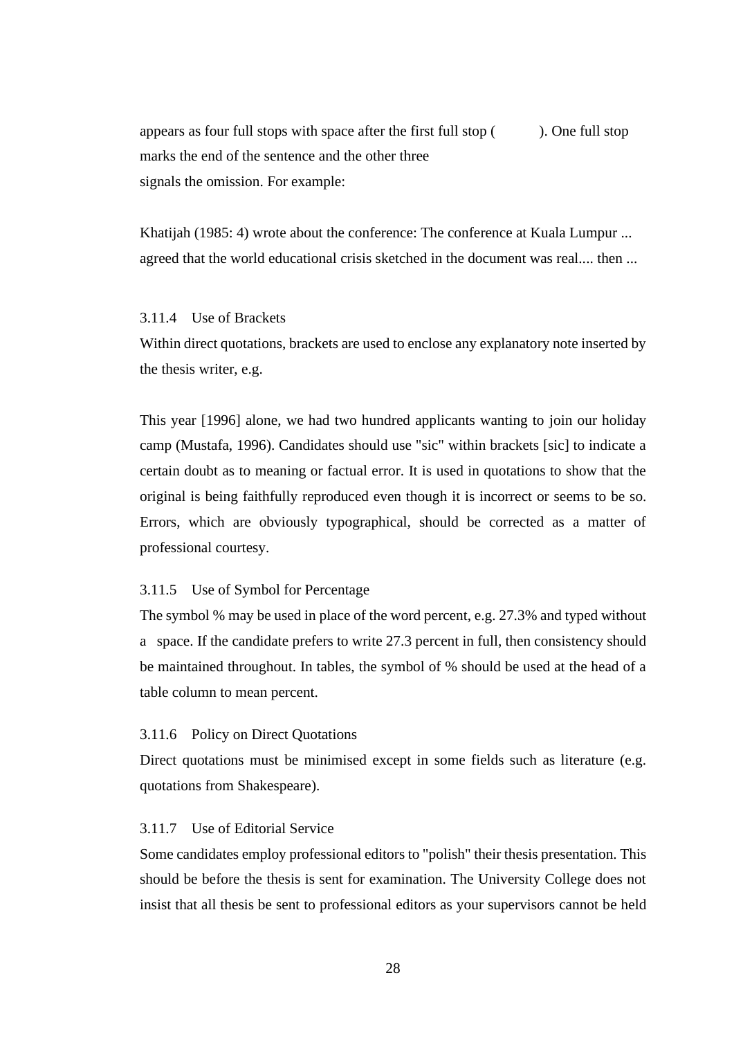appears as four full stops with space after the first full stop ( ). One full stop marks the end of the sentence and the other three signals the omission. For example:

Khatijah (1985: 4) wrote about the conference: The conference at Kuala Lumpur ... agreed that the world educational crisis sketched in the document was real.... then ...

### 3.11.4 Use of Brackets

Within direct quotations, brackets are used to enclose any explanatory note inserted by the thesis writer, e.g.

This year [1996] alone, we had two hundred applicants wanting to join our holiday camp (Mustafa, 1996). Candidates should use "sic" within brackets [sic] to indicate a certain doubt as to meaning or factual error. It is used in quotations to show that the original is being faithfully reproduced even though it is incorrect or seems to be so. Errors, which are obviously typographical, should be corrected as a matter of professional courtesy.

### 3.11.5 Use of Symbol for Percentage

The symbol % may be used in place of the word percent, e.g. 27.3% and typed without a space. If the candidate prefers to write 27.3 percent in full, then consistency should be maintained throughout. In tables, the symbol of % should be used at the head of a table column to mean percent.

### 3.11.6 Policy on Direct Quotations

Direct quotations must be minimised except in some fields such as literature (e.g. quotations from Shakespeare).

### 3.11.7 Use of Editorial Service

Some candidates employ professional editors to "polish" their thesis presentation. This should be before the thesis is sent for examination. The University College does not insist that all thesis be sent to professional editors as your supervisors cannot be held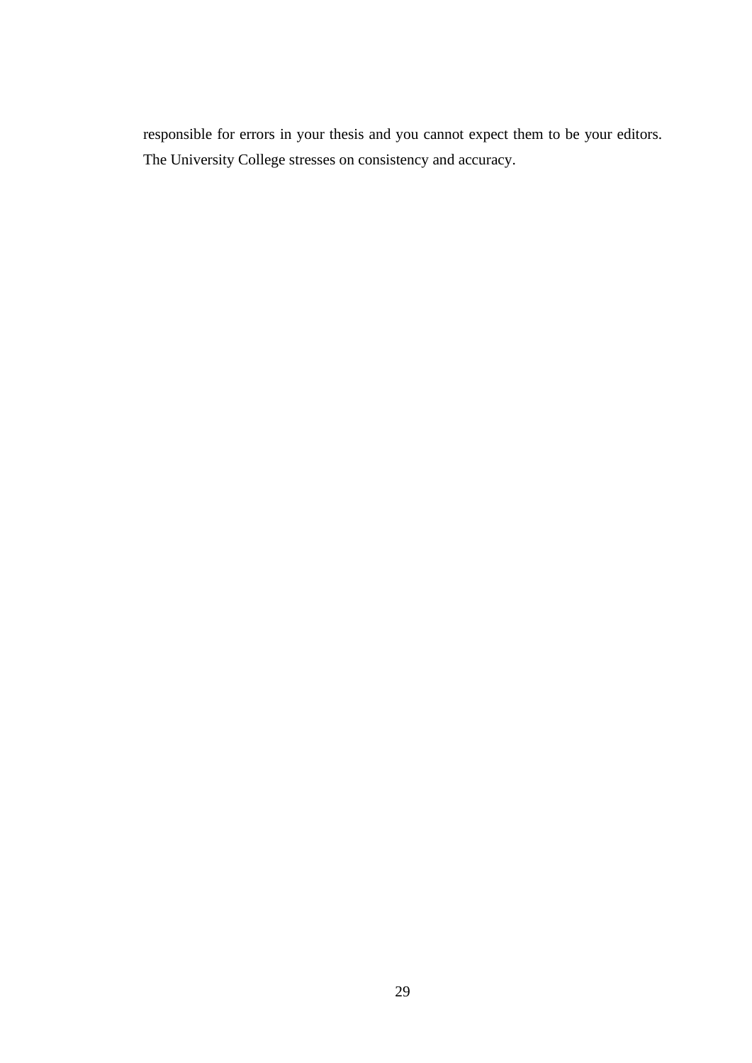responsible for errors in your thesis and you cannot expect them to be your editors. The University College stresses on consistency and accuracy.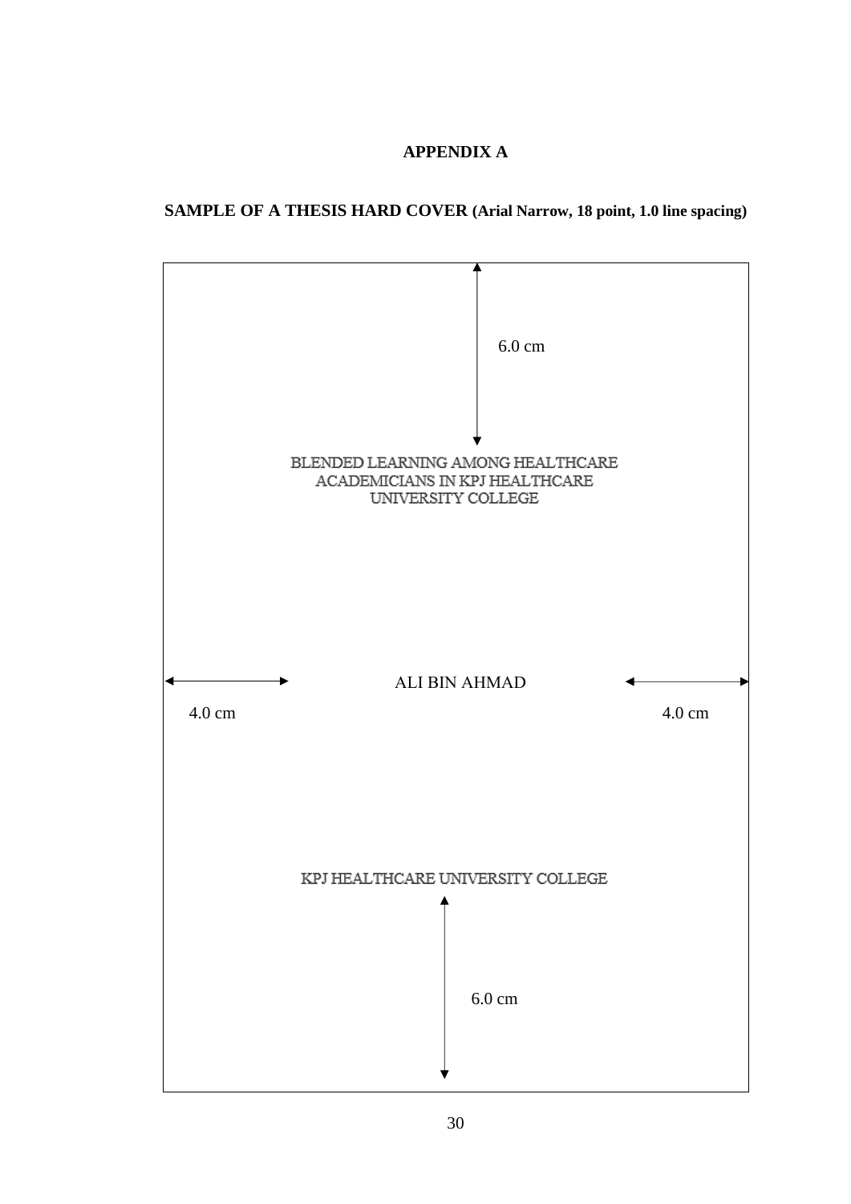**APPENDIX A**

**SAMPLE OF A THESIS HARD COVER (Arial Narrow, 18 point, 1.0 line spacing)**

6.0 cm

BLENDED LEARNING AMONG HEALTHCARE
ACADEMICIANS IN KPJ HEALTHCARE
UNIVERSITY COLLEGE

4.0 cm ALI BIN AHMAD 4.0 cm

KPJ HEALTHCARE UNIVERSITY COLLEGE

6.0 cm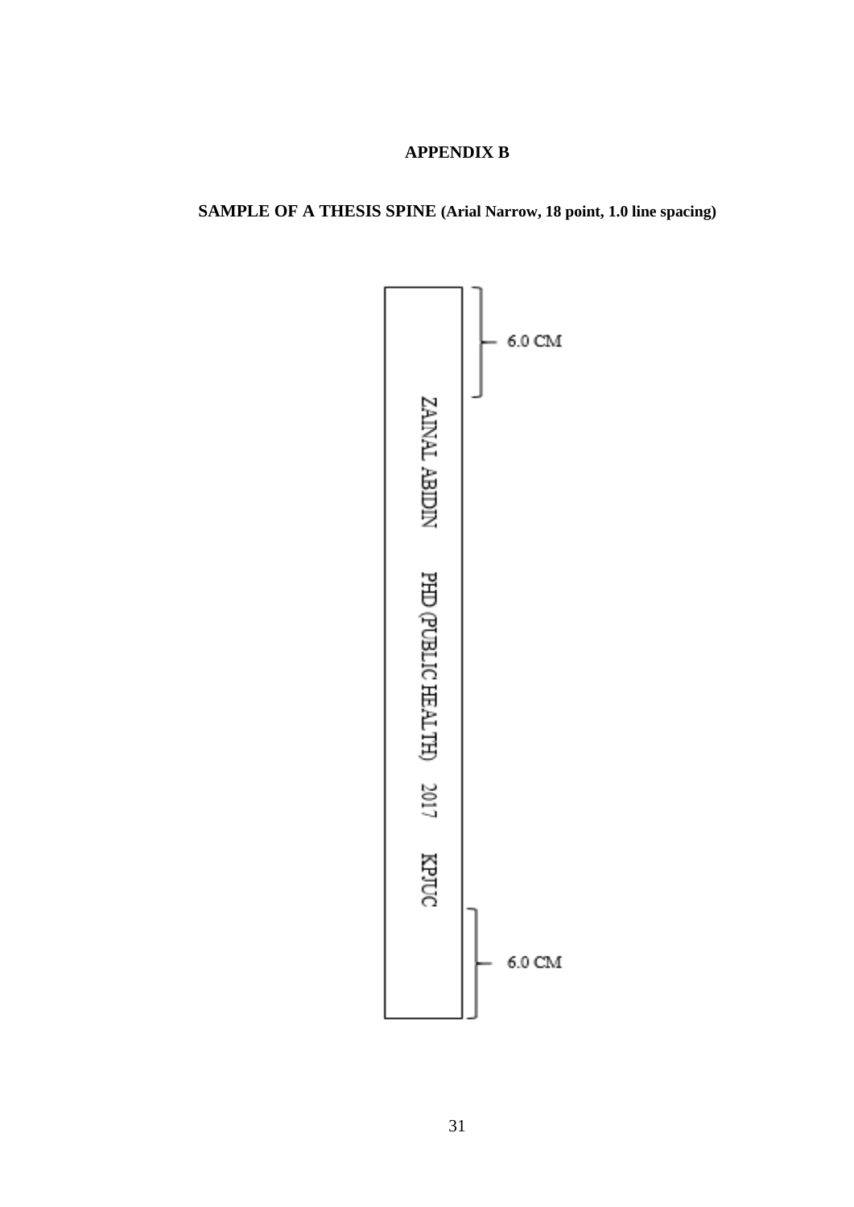# APPENDIX B

## SAMPLE OF A THESIS SPINE (Arial Narrow, 18 point, 1.0 line spacing)

6.0 CM

ZAINAL ABIDIN PHD (PUBLIC HEALTH) 2017 KPJUC

6.0 CM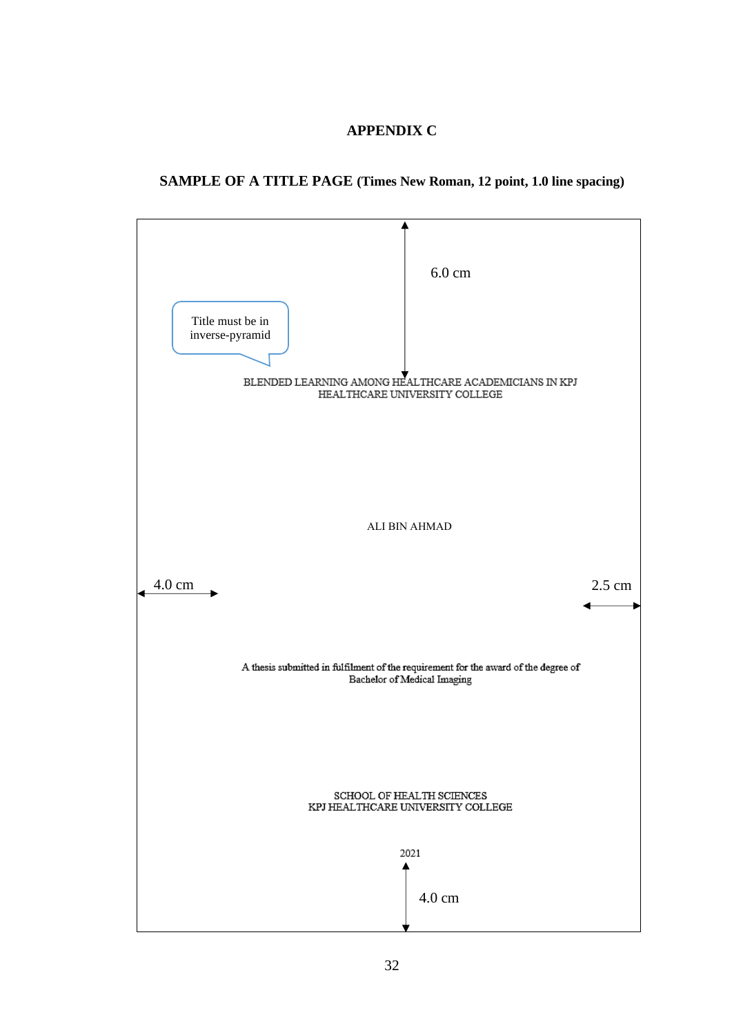**APPENDIX C**

**SAMPLE OF A TITLE PAGE (Times New Roman, 12 point, 1.0 line spacing)**

6.0 cm

Title must be in inverse-pyramid

BLENDED LEARNING AMONG HEALTHCARE ACADEMICIANS IN KPJ HEALTHCARE UNIVERSITY COLLEGE

ALI BIN AHMAD

4.0 cm

2.5 cm

A thesis submitted in fulfilment of the requirement for the award of the degree of Bachelor of Medical Imaging

SCHOOL OF HEALTH SCIENCES
KPJ HEALTHCARE UNIVERSITY COLLEGE

2021

4.0 cm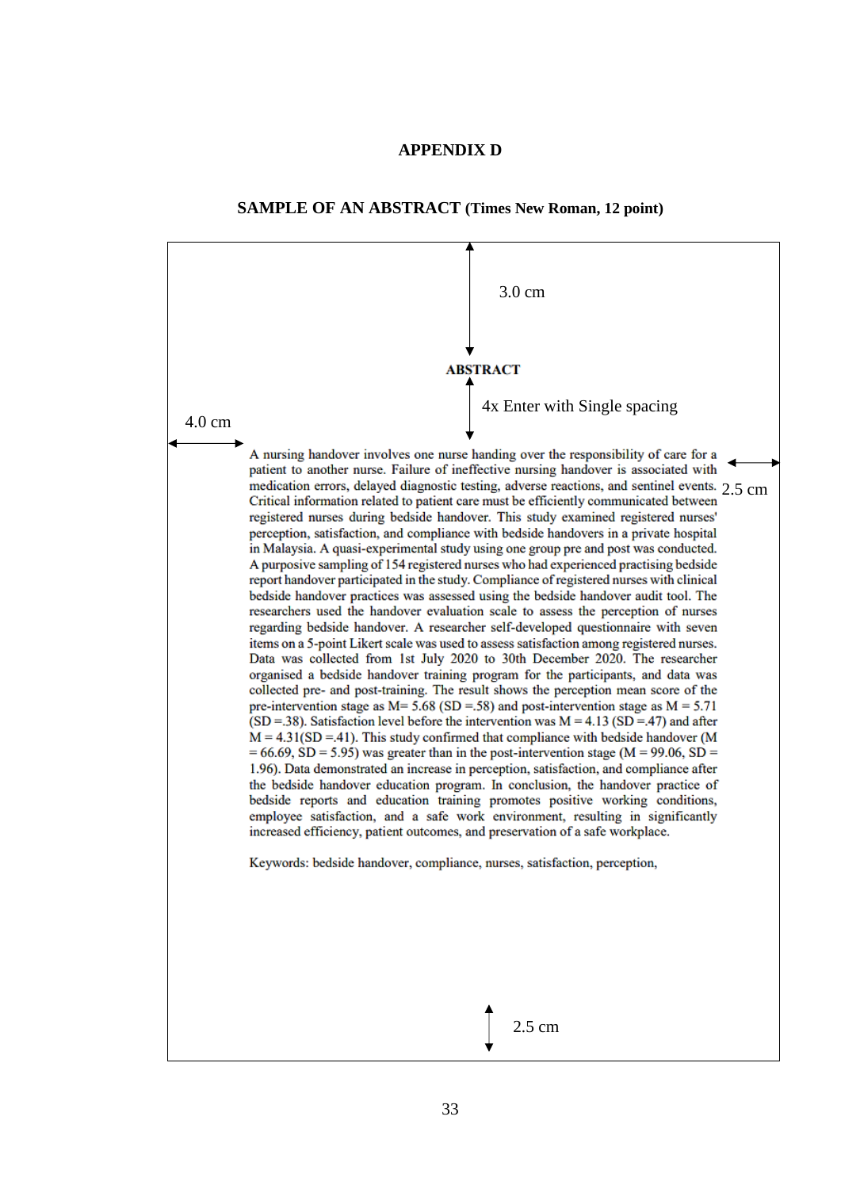# APPENDIX D

## SAMPLE OF AN ABSTRACT (Times New Roman, 12 point)

3.0 cm

**ABSTRACT**

4x Enter with Single spacing

4.0 cm

2.5 cm

A nursing handover involves one nurse handing over the responsibility of care for a patient to another nurse. Failure of ineffective nursing handover is associated with medication errors, delayed diagnostic testing, adverse reactions, and sentinel events. Critical information related to patient care must be efficiently communicated between registered nurses during bedside handover. This study examined registered nurses' perception, satisfaction, and compliance with bedside handovers in a private hospital in Malaysia. A quasi-experimental study using one group pre and post was conducted. A purposive sampling of 154 registered nurses who had experienced practising bedside report handover participated in the study. Compliance of registered nurses with clinical bedside handover practices was assessed using the bedside handover audit tool. The researchers used the handover evaluation scale to assess the perception of nurses regarding bedside handover. A researcher self-developed questionnaire with seven items on a 5-point Likert scale was used to assess satisfaction among registered nurses. Data was collected from 1st July 2020 to 30th December 2020. The researcher organised a bedside handover training program for the participants, and data was collected pre- and post-training. The result shows the perception mean score of the pre-intervention stage as M= 5.68 (SD =.58) and post-intervention stage as M = 5.71 (SD =.38). Satisfaction level before the intervention was M = 4.13 (SD =.47) and after M = 4.31(SD =.41). This study confirmed that compliance with bedside handover (M = 66.69, SD = 5.95) was greater than in the post-intervention stage (M = 99.06, SD = 1.96). Data demonstrated an increase in perception, satisfaction, and compliance after the bedside handover education program. In conclusion, the handover practice of bedside reports and education training promotes positive working conditions, employee satisfaction, and a safe work environment, resulting in significantly increased efficiency, patient outcomes, and preservation of a safe workplace.

Keywords: bedside handover, compliance, nurses, satisfaction, perception,

2.5 cm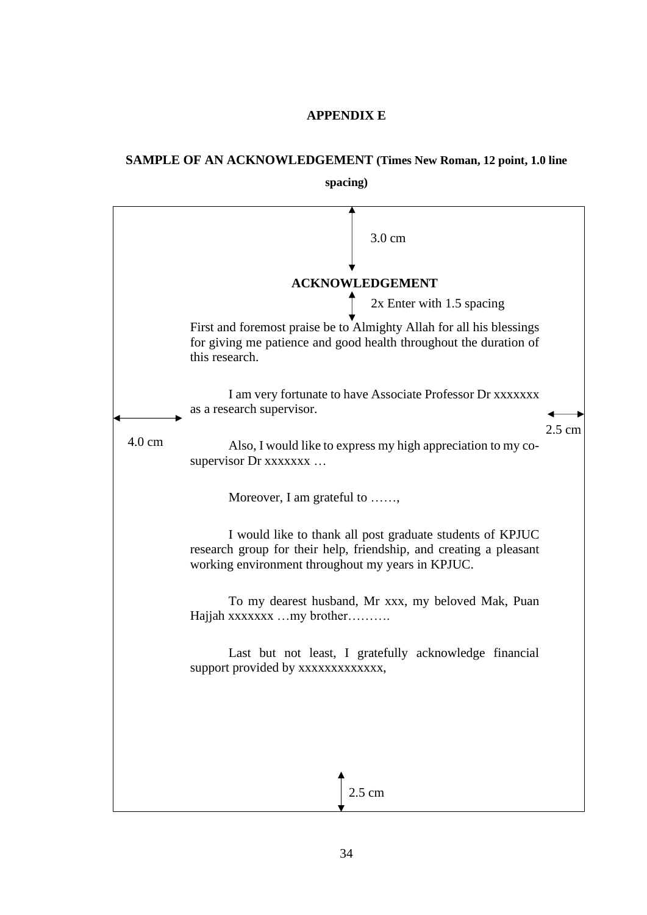# APPENDIX E

**SAMPLE OF AN ACKNOWLEDGEMENT (Times New Roman, 12 point, 1.0 line spacing)**

3.0 cm

**ACKNOWLEDGEMENT**

2x Enter with 1.5 spacing

First and foremost praise be to Almighty Allah for all his blessings for giving me patience and good health throughout the duration of this research.

I am very fortunate to have Associate Professor Dr xxxxxxx as a research supervisor.

4.0 cm

2.5 cm

Also, I would like to express my high appreciation to my co-supervisor Dr xxxxxxx …

Moreover, I am grateful to ……,

I would like to thank all post graduate students of KPJUC research group for their help, friendship, and creating a pleasant working environment throughout my years in KPJUC.

To my dearest husband, Mr xxx, my beloved Mak, Puan Hajjah xxxxxxx …my brother……….

Last but not least, I gratefully acknowledge financial support provided by xxxxxxxxxxxxx,

2.5 cm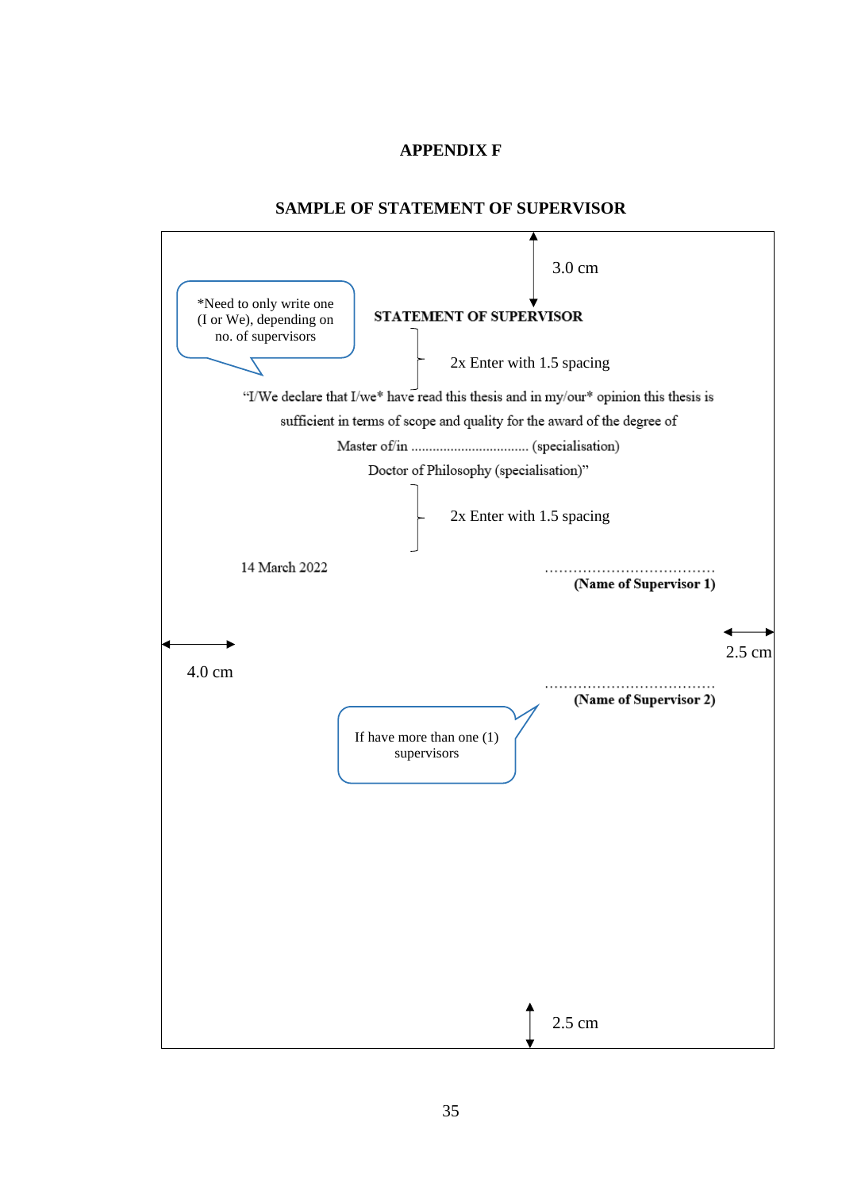# APPENDIX F

## SAMPLE OF STATEMENT OF SUPERVISOR

3.0 cm

*Need to only write one (I or We), depending on no. of supervisors

**STATEMENT OF SUPERVISOR**

2x Enter with 1.5 spacing

"I/We declare that I/we* have read this thesis and in my/our* opinion this thesis is sufficient in terms of scope and quality for the award of the degree of

Master of/in ................................ (specialisation)

Doctor of Philosophy (specialisation)"

2x Enter with 1.5 spacing

14 March 2022

....................................

**(Name of Supervisor 1)**

4.0 cm

2.5 cm

....................................

**(Name of Supervisor 2)**

If have more than one (1) supervisors

2.5 cm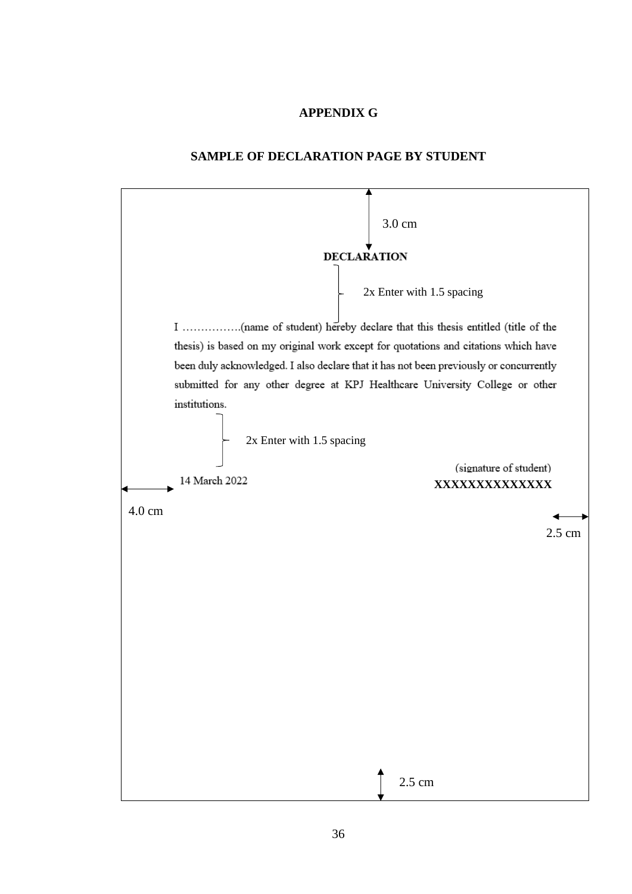# APPENDIX G

## SAMPLE OF DECLARATION PAGE BY STUDENT

3.0 cm

**DECLARATION**

2x Enter with 1.5 spacing

I …………….(name of student) hereby declare that this thesis entitled (title of the thesis) is based on my original work except for quotations and citations which have been duly acknowledged. I also declare that it has not been previously or concurrently submitted for any other degree at KPJ Healthcare University College or other institutions.

2x Enter with 1.5 spacing

(signature of student)

14 March 2022 XXXXXXXXXXXXXX

4.0 cm

2.5 cm

2.5 cm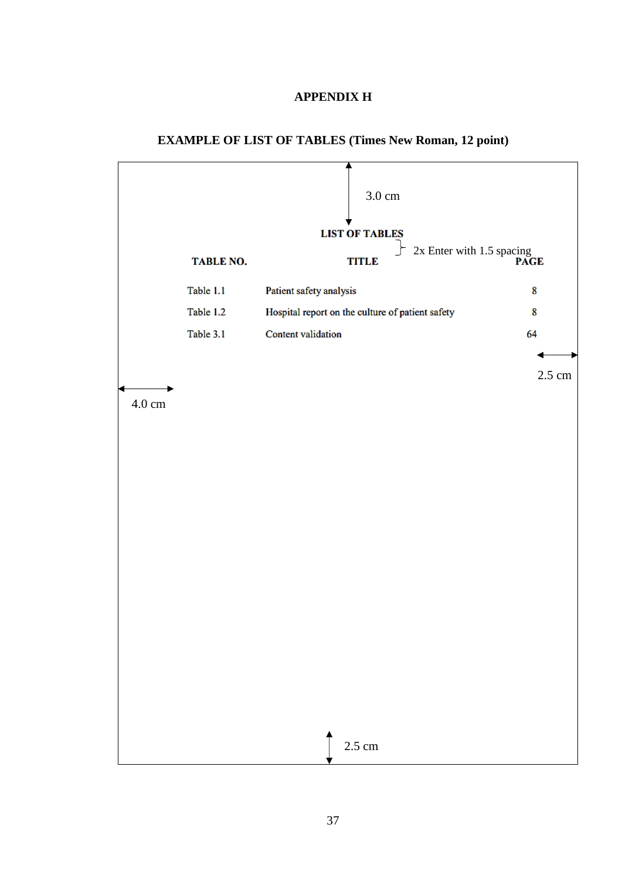# APPENDIX H

## EXAMPLE OF LIST OF TABLES (Times New Roman, 12 point)

3.0 cm

**LIST OF TABLES**

2x Enter with 1.5 spacing

| TABLE NO. | TITLE | PAGE |
|---|---|---|
| Table 1.1 | Patient safety analysis | 8 |
| Table 1.2 | Hospital report on the culture of patient safety | 8 |
| Table 3.1 | Content validation | 64 |

2.5 cm

4.0 cm

2.5 cm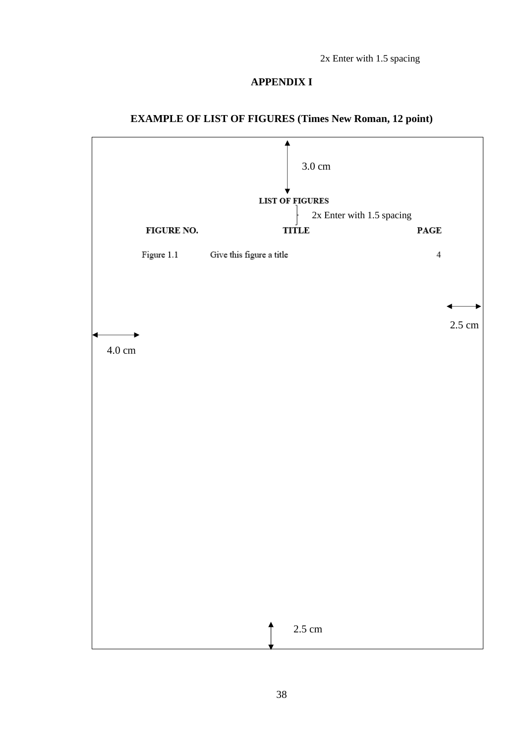2x Enter with 1.5 spacing

# APPENDIX I

## EXAMPLE OF LIST OF FIGURES (Times New Roman, 12 point)

3.0 cm

**LIST OF FIGURES**

2x Enter with 1.5 spacing

| **FIGURE NO.** | **TITLE** | **PAGE** |
|---|---|---|
| Figure 1.1 | Give this figure a title | 4 |

2.5 cm

4.0 cm

2.5 cm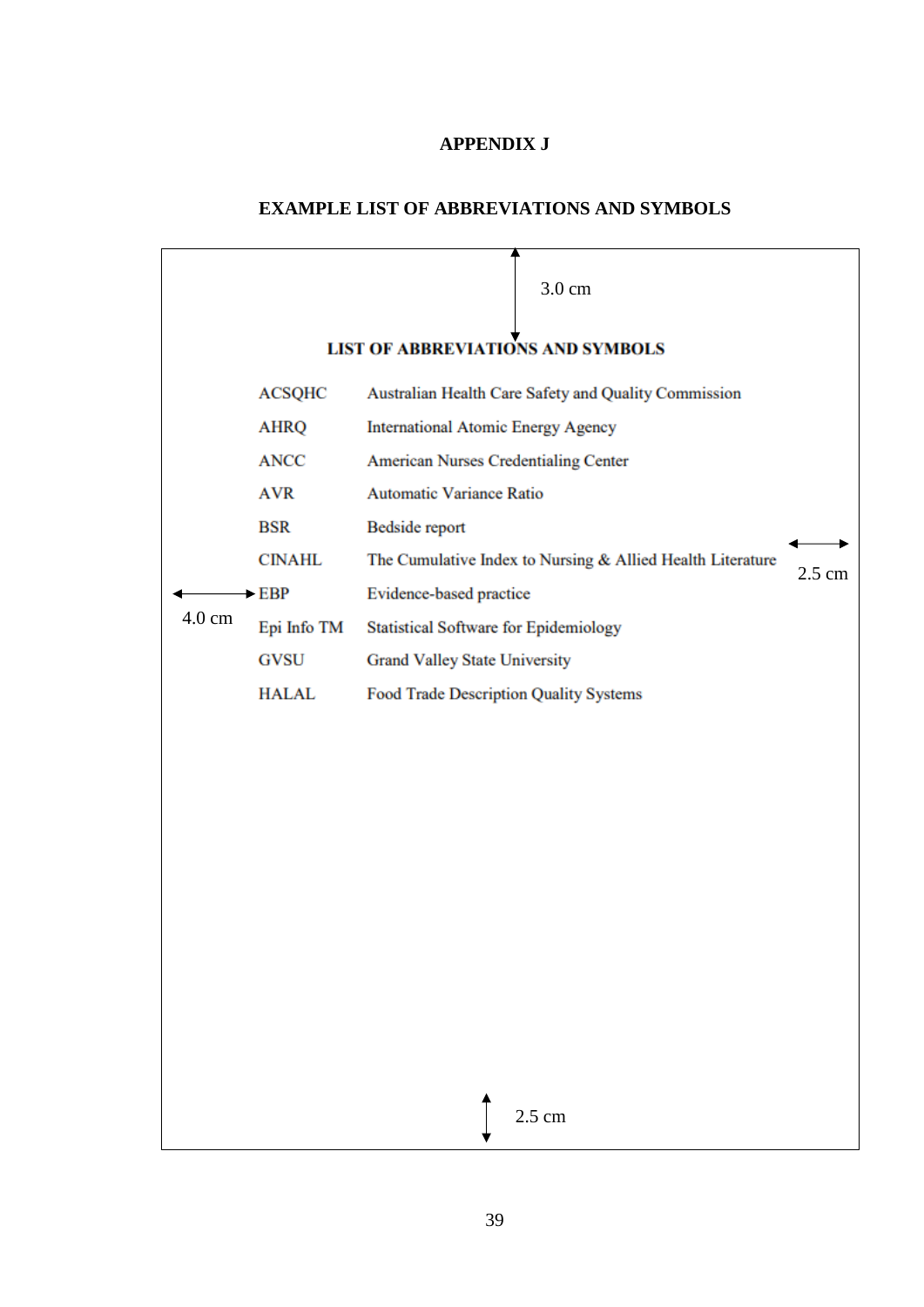**APPENDIX J**

**EXAMPLE LIST OF ABBREVIATIONS AND SYMBOLS**

3.0 cm

**LIST OF ABBREVIATIONS AND SYMBOLS**

| | |
|---|---|
| ACSQHC | Australian Health Care Safety and Quality Commission |
| AHRQ | International Atomic Energy Agency |
| ANCC | American Nurses Credentialing Center |
| AVR | Automatic Variance Ratio |
| BSR | Bedside report |
| CINAHL | The Cumulative Index to Nursing & Allied Health Literature |
| EBP | Evidence-based practice |
| Epi Info TM | Statistical Software for Epidemiology |
| GVSU | Grand Valley State University |
| HALAL | Food Trade Description Quality Systems |

4.0 cm

2.5 cm

2.5 cm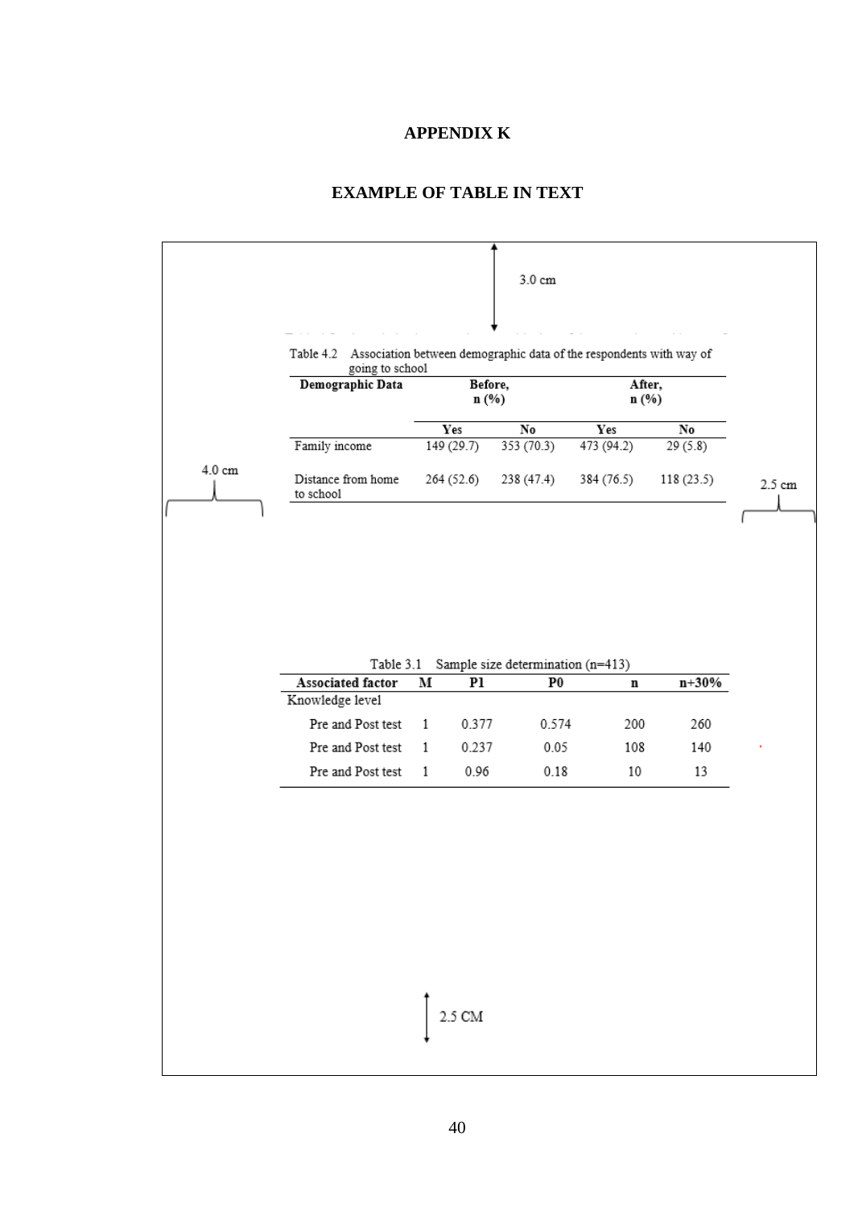# APPENDIX K

## EXAMPLE OF TABLE IN TEXT

3.0 cm

4.0 cm

2.5 cm

Table 4.2 Association between demographic data of the respondents with way of going to school

| Demographic Data | Before, n (%) | | After, n (%) | |
|---|---|---|---|---|
| | Yes | No | Yes | No |
| Family income | 149 (29.7) | 353 (70.3) | 473 (94.2) | 29 (5.8) |
| Distance from home to school | 264 (52.6) | 238 (47.4) | 384 (76.5) | 118 (23.5) |

Table 3.1 Sample size determination (n=413)

| Associated factor | M | P1 | P0 | n | n+30% |
|---|---|---|---|---|---|
| Knowledge level | | | | | |
| Pre and Post test | 1 | 0.377 | 0.574 | 200 | 260 |
| Pre and Post test | 1 | 0.237 | 0.05 | 108 | 140 |
| Pre and Post test | 1 | 0.96 | 0.18 | 10 | 13 |

2.5 CM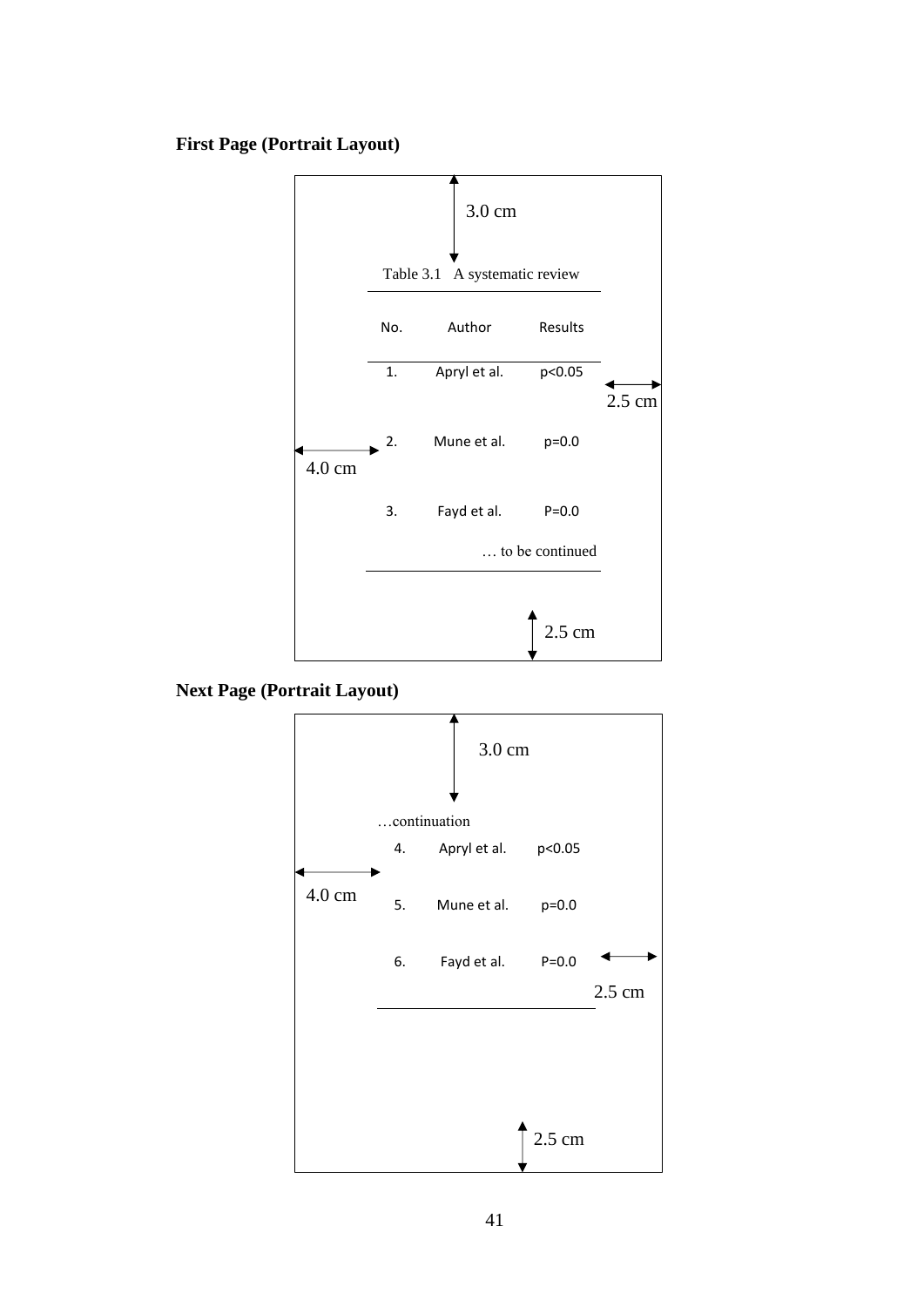**First Page (Portrait Layout)**

3.0 cm

Table 3.1 A systematic review

| No. | Author | Results |
|---|---|---|
| 1. | Apryl et al. | p<0.05 |
| 2. | Mune et al. | p=0.0 |
| 3. | Fayd et al. | P=0.0 |

… to be continued

4.0 cm

2.5 cm

2.5 cm

**Next Page (Portrait Layout)**

3.0 cm

…continuation

| | | |
|---|---|---|
| 4. | Apryl et al. | p<0.05 |
| 5. | Mune et al. | p=0.0 |
| 6. | Fayd et al. | P=0.0 |

4.0 cm

2.5 cm

2.5 cm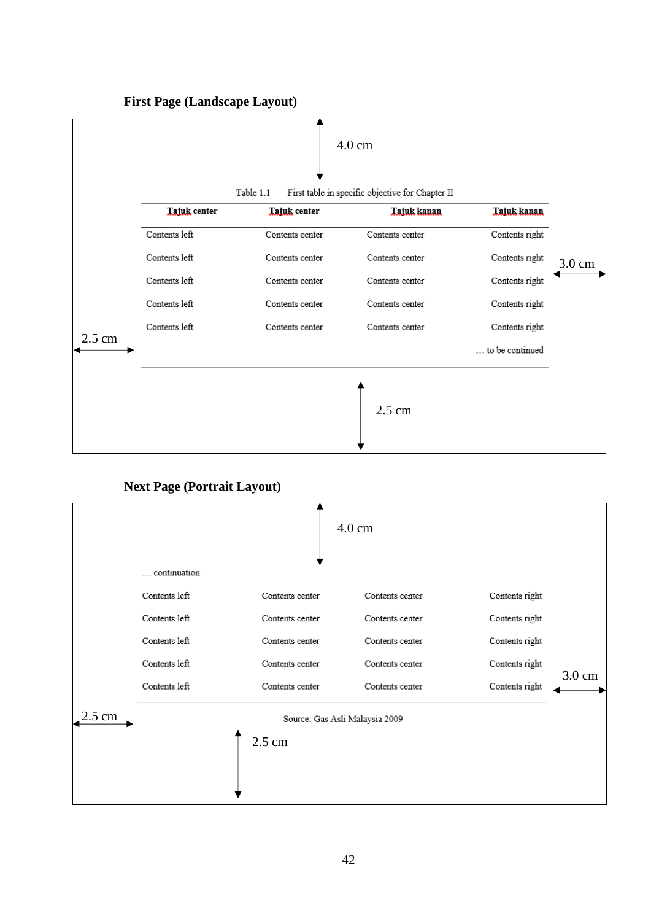**First Page (Landscape Layout)**

4.0 cm

Table 1.1 First table in specific objective for Chapter II

| Tajuk center | Tajuk center | Tajuk kanan | Tajuk kanan |
|---|---|---|---|
| Contents left | Contents center | Contents center | Contents right |
| Contents left | Contents center | Contents center | Contents right |
| Contents left | Contents center | Contents center | Contents right |
| Contents left | Contents center | Contents center | Contents right |
| Contents left | Contents center | Contents center | Contents right |
| | | | … to be continued |

3.0 cm

2.5 cm

2.5 cm

**Next Page (Portrait Layout)**

4.0 cm

… continuation

| | | | |
|---|---|---|---|
| Contents left | Contents center | Contents center | Contents right |
| Contents left | Contents center | Contents center | Contents right |
| Contents left | Contents center | Contents center | Contents right |
| Contents left | Contents center | Contents center | Contents right |
| Contents left | Contents center | Contents center | Contents right |

Source: Gas Asli Malaysia 2009

3.0 cm

2.5 cm

2.5 cm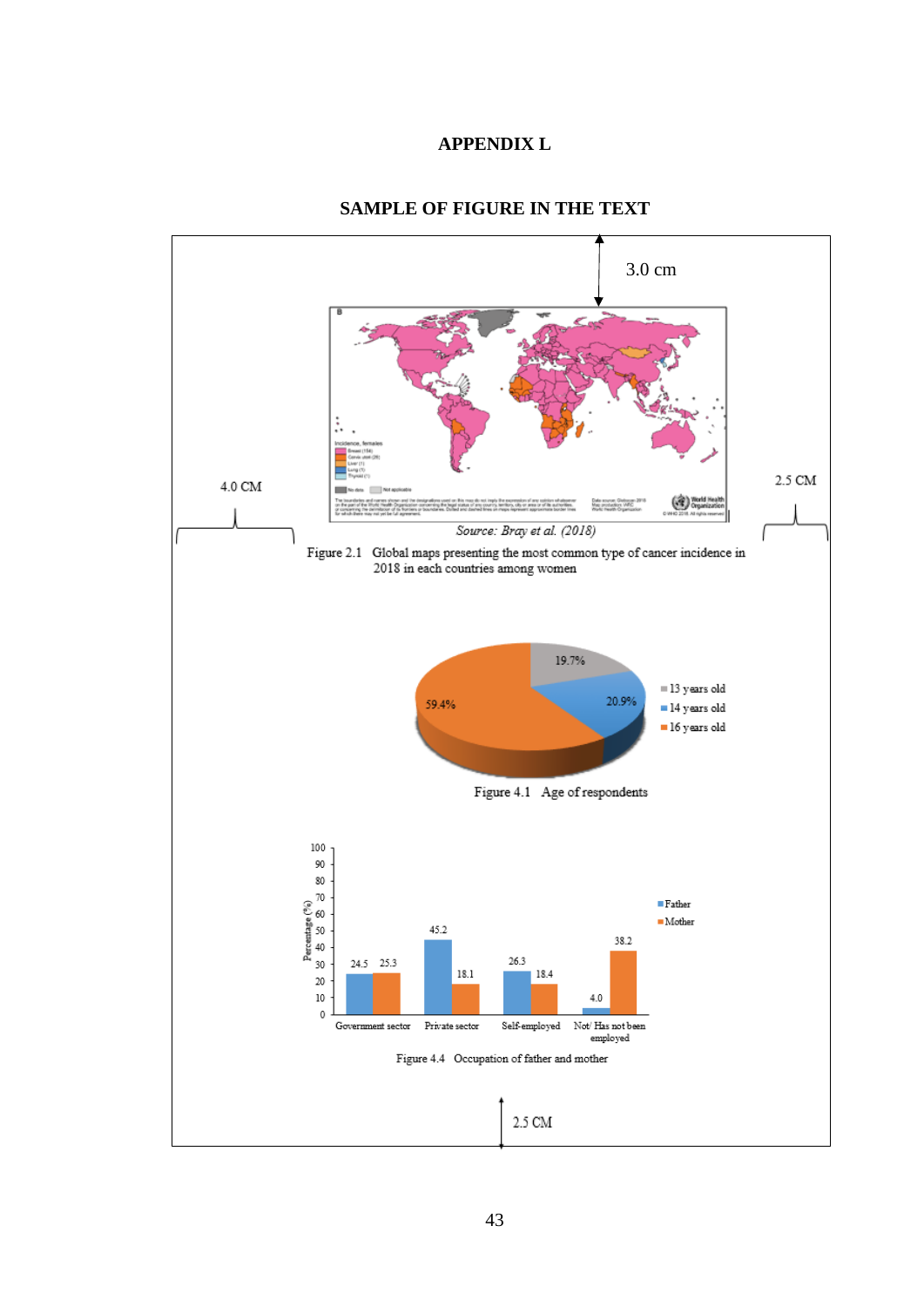# APPENDIX L

## SAMPLE OF FIGURE IN THE TEXT

3.0 cm

4.0 CM

2.5 CM

*Source: Bray et al. (2018)*

Figure 2.1 Global maps presenting the most common type of cancer incidence in 2018 in each countries among women

Figure 4.1 Age of respondents

Figure 4.4 Occupation of father and mother

2.5 CM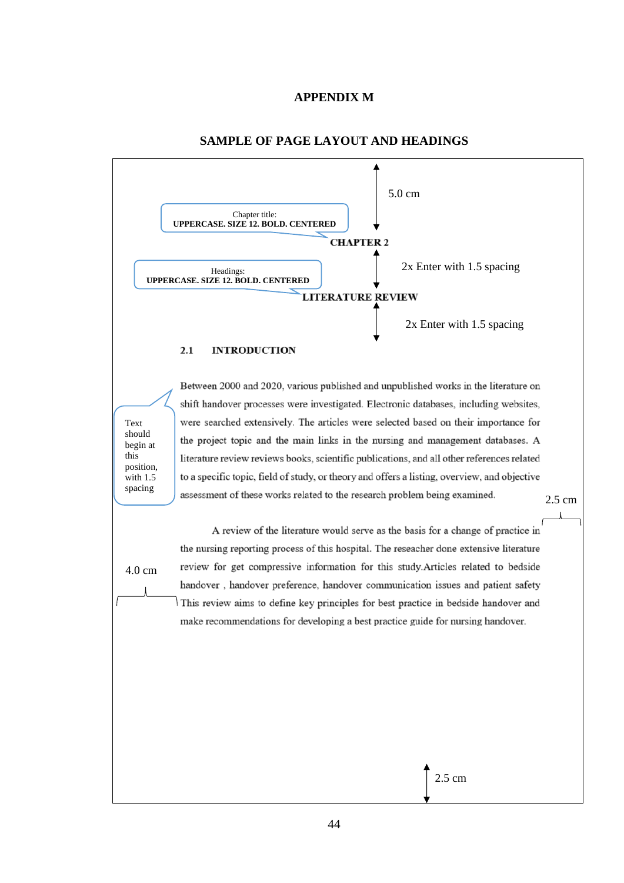# APPENDIX M

## SAMPLE OF PAGE LAYOUT AND HEADINGS

5.0 cm

Chapter title:
**UPPERCASE. SIZE 12. BOLD. CENTERED**

**CHAPTER 2**

2x Enter with 1.5 spacing

Headings:
**UPPERCASE. SIZE 12. BOLD. CENTERED**

**LITERATURE REVIEW**

2x Enter with 1.5 spacing

**2.1 INTRODUCTION**

Text should begin at this position, with 1.5 spacing

Between 2000 and 2020, various published and unpublished works in the literature on shift handover processes were investigated. Electronic databases, including websites, were searched extensively. The articles were selected based on their importance for the project topic and the main links in the nursing and management databases. A literature review reviews books, scientific publications, and all other references related to a specific topic, field of study, or theory and offers a listing, overview, and objective assessment of these works related to the research problem being examined.

2.5 cm

A review of the literature would serve as the basis for a change of practice in the nursing reporting process of this hospital. The reseacher done extensive literature review for get compressive information for this study.Articles related to bedside handover , handover preference, handover communication issues and patient safety This review aims to define key principles for best practice in bedside handover and make recommendations for developing a best practice guide for nursing handover.

4.0 cm

2.5 cm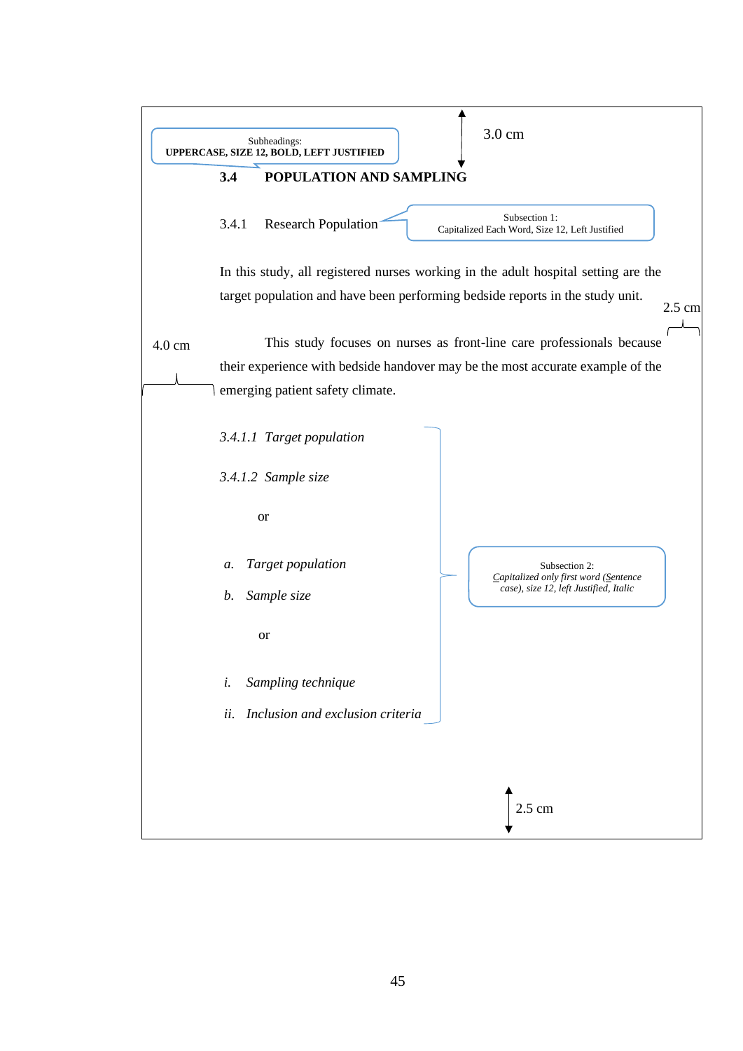3.0 cm

Subheadings:
UPPERCASE, SIZE 12, BOLD, LEFT JUSTIFIED

## 3.4 POPULATION AND SAMPLING

### 3.4.1 Research Population

Subsection 1:
Capitalized Each Word, Size 12, Left Justified

In this study, all registered nurses working in the adult hospital setting are the target population and have been performing bedside reports in the study unit.

2.5 cm

4.0 cm

This study focuses on nurses as front-line care professionals because their experience with bedside handover may be the most accurate example of the emerging patient safety climate.

*3.4.1.1 Target population*

*3.4.1.2 Sample size*

or

*a. Target population*

*b. Sample size*

or

*i. Sampling technique*

*ii. Inclusion and exclusion criteria*

Subsection 2:
*Capitalized only first word (Sentence case), size 12, left Justified, Italic*

2.5 cm